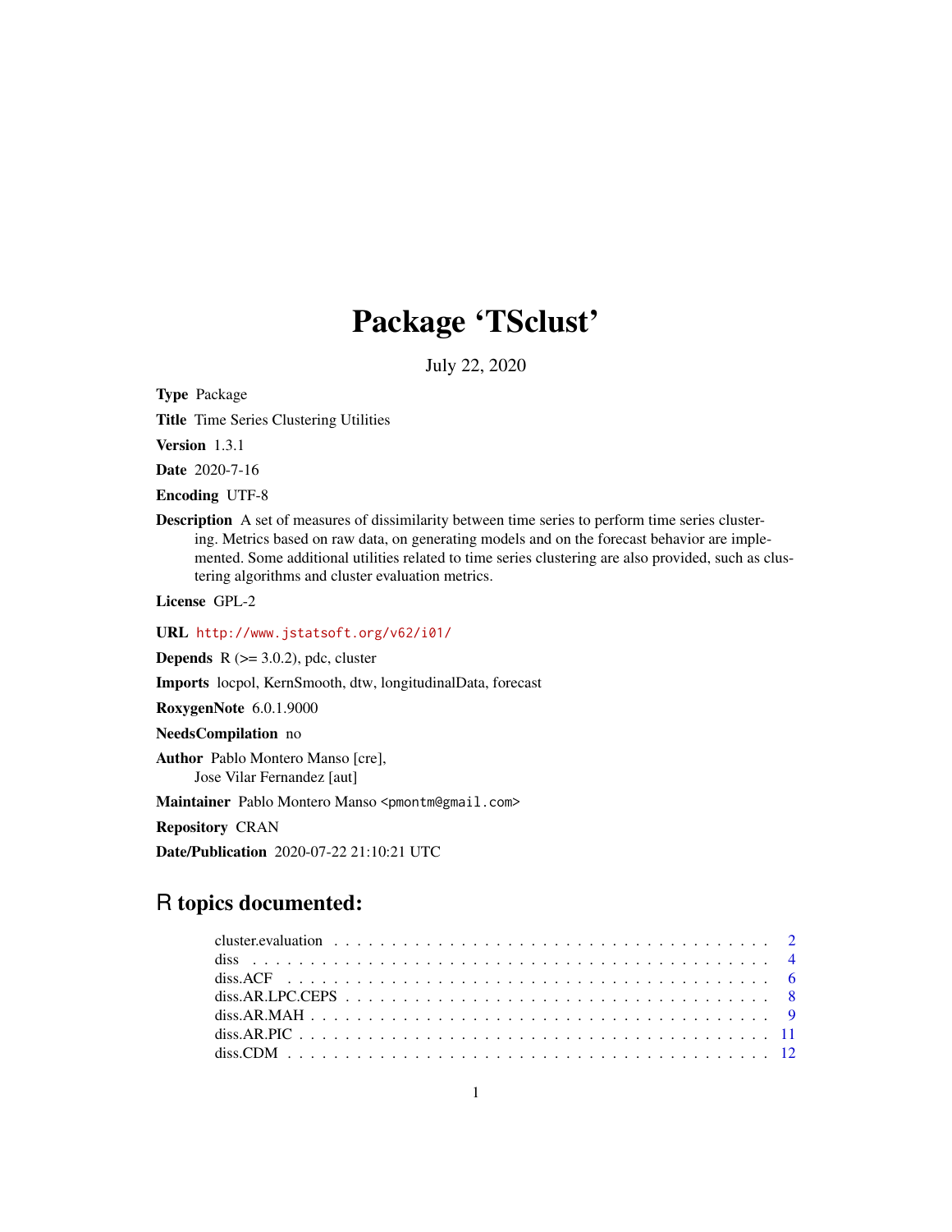# Package 'TSclust'

July 22, 2020

**Type** Package

**Title** Time Series Clustering Utilities

**Version** 1.3.1

**Date** 2020-7-16

**Encoding** UTF-8

**Description** A set of measures of dissimilarity between time series to perform time series clustering. Metrics based on raw data, on generating models and on the forecast behavior are implemented. Some additional utilities related to time series clustering are also provided, such as clustering algorithms and cluster evaluation metrics.

**License** GPL-2

**URL** http://www.jstatsoft.org/v62/i01/

**Depends** R (>= 3.0.2), pdc, cluster

**Imports** locpol, KernSmooth, dtw, longitudinalData, forecast

**RoxygenNote** 6.0.1.9000

**NeedsCompilation** no

**Author** Pablo Montero Manso [cre],
Jose Vilar Fernandez [aut]

**Maintainer** Pablo Montero Manso <pmontm@gmail.com>

**Repository** CRAN

**Date/Publication** 2020-07-22 21:10:21 UTC

## R topics documented:

cluster.evaluation . . . . . . . . . . . . . . . . . . . . . . . . . . . . . . . . . . . . . . 2
diss . . . . . . . . . . . . . . . . . . . . . . . . . . . . . . . . . . . . . . . . . . . . . . 4
diss.ACF . . . . . . . . . . . . . . . . . . . . . . . . . . . . . . . . . . . . . . . . . . . 6
diss.AR.LPC.CEPS . . . . . . . . . . . . . . . . . . . . . . . . . . . . . . . . . . . . . 8
diss.AR.MAH . . . . . . . . . . . . . . . . . . . . . . . . . . . . . . . . . . . . . . . . 9
diss.AR.PIC . . . . . . . . . . . . . . . . . . . . . . . . . . . . . . . . . . . . . . . . . 11
diss.CDM . . . . . . . . . . . . . . . . . . . . . . . . . . . . . . . . . . . . . . . . . . 12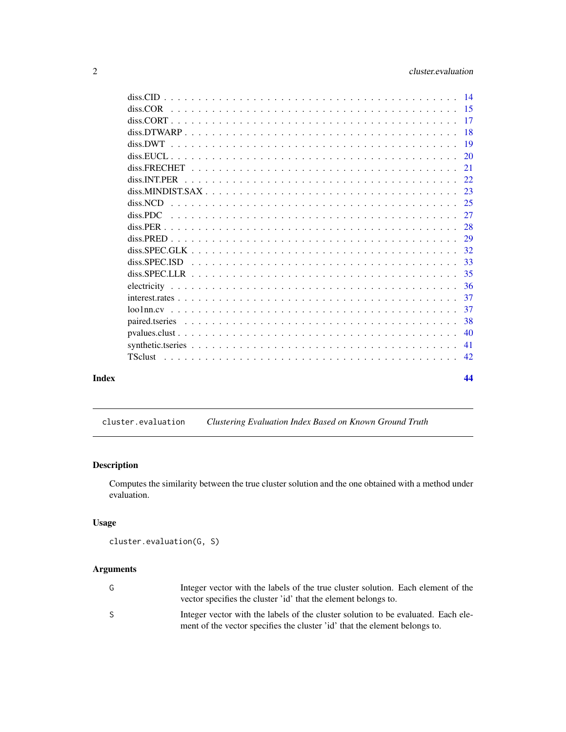diss.CID . . . . . . . . . . . . . . . . . . . . . . . . . . . . . . . . . . . . . . . . . . 14
diss.COR . . . . . . . . . . . . . . . . . . . . . . . . . . . . . . . . . . . . . . . . . . 15
diss.CORT . . . . . . . . . . . . . . . . . . . . . . . . . . . . . . . . . . . . . . . . . 17
diss.DTWARP . . . . . . . . . . . . . . . . . . . . . . . . . . . . . . . . . . . . . . . 18
diss.DWT . . . . . . . . . . . . . . . . . . . . . . . . . . . . . . . . . . . . . . . . . . 19
diss.EUCL . . . . . . . . . . . . . . . . . . . . . . . . . . . . . . . . . . . . . . . . . 20
diss.FRECHET . . . . . . . . . . . . . . . . . . . . . . . . . . . . . . . . . . . . . . 21
diss.INT.PER . . . . . . . . . . . . . . . . . . . . . . . . . . . . . . . . . . . . . . . 22
diss.MINDIST.SAX . . . . . . . . . . . . . . . . . . . . . . . . . . . . . . . . . . . . 23
diss.NCD . . . . . . . . . . . . . . . . . . . . . . . . . . . . . . . . . . . . . . . . . . 25
diss.PDC . . . . . . . . . . . . . . . . . . . . . . . . . . . . . . . . . . . . . . . . . . 27
diss.PER . . . . . . . . . . . . . . . . . . . . . . . . . . . . . . . . . . . . . . . . . . 28
diss.PRED . . . . . . . . . . . . . . . . . . . . . . . . . . . . . . . . . . . . . . . . . 29
diss.SPEC.GLK . . . . . . . . . . . . . . . . . . . . . . . . . . . . . . . . . . . . . . 32
diss.SPEC.ISD . . . . . . . . . . . . . . . . . . . . . . . . . . . . . . . . . . . . . . 33
diss.SPEC.LLR . . . . . . . . . . . . . . . . . . . . . . . . . . . . . . . . . . . . . . 35
electricity . . . . . . . . . . . . . . . . . . . . . . . . . . . . . . . . . . . . . . . . . 36
interest.rates . . . . . . . . . . . . . . . . . . . . . . . . . . . . . . . . . . . . . . . 37
loo1nn.cv . . . . . . . . . . . . . . . . . . . . . . . . . . . . . . . . . . . . . . . . . . 37
paired.tseries . . . . . . . . . . . . . . . . . . . . . . . . . . . . . . . . . . . . . . . 38
pvalues.clust . . . . . . . . . . . . . . . . . . . . . . . . . . . . . . . . . . . . . . . . 40
synthetic.tseries . . . . . . . . . . . . . . . . . . . . . . . . . . . . . . . . . . . . . 41
TSclust . . . . . . . . . . . . . . . . . . . . . . . . . . . . . . . . . . . . . . . . . . . 42

**Index** **44**

---

`cluster.evaluation` *Clustering Evaluation Index Based on Known Ground Truth*

---

### Description

Computes the similarity between the true cluster solution and the one obtained with a method under evaluation.

### Usage

```
cluster.evaluation(G, S)
```

### Arguments

| | |
|---|---|
| G | Integer vector with the labels of the true cluster solution. Each element of the vector specifies the cluster 'id' that the element belongs to. |
| S | Integer vector with the labels of the cluster solution to be evaluated. Each element of the vector specifies the cluster 'id' that the element belongs to. |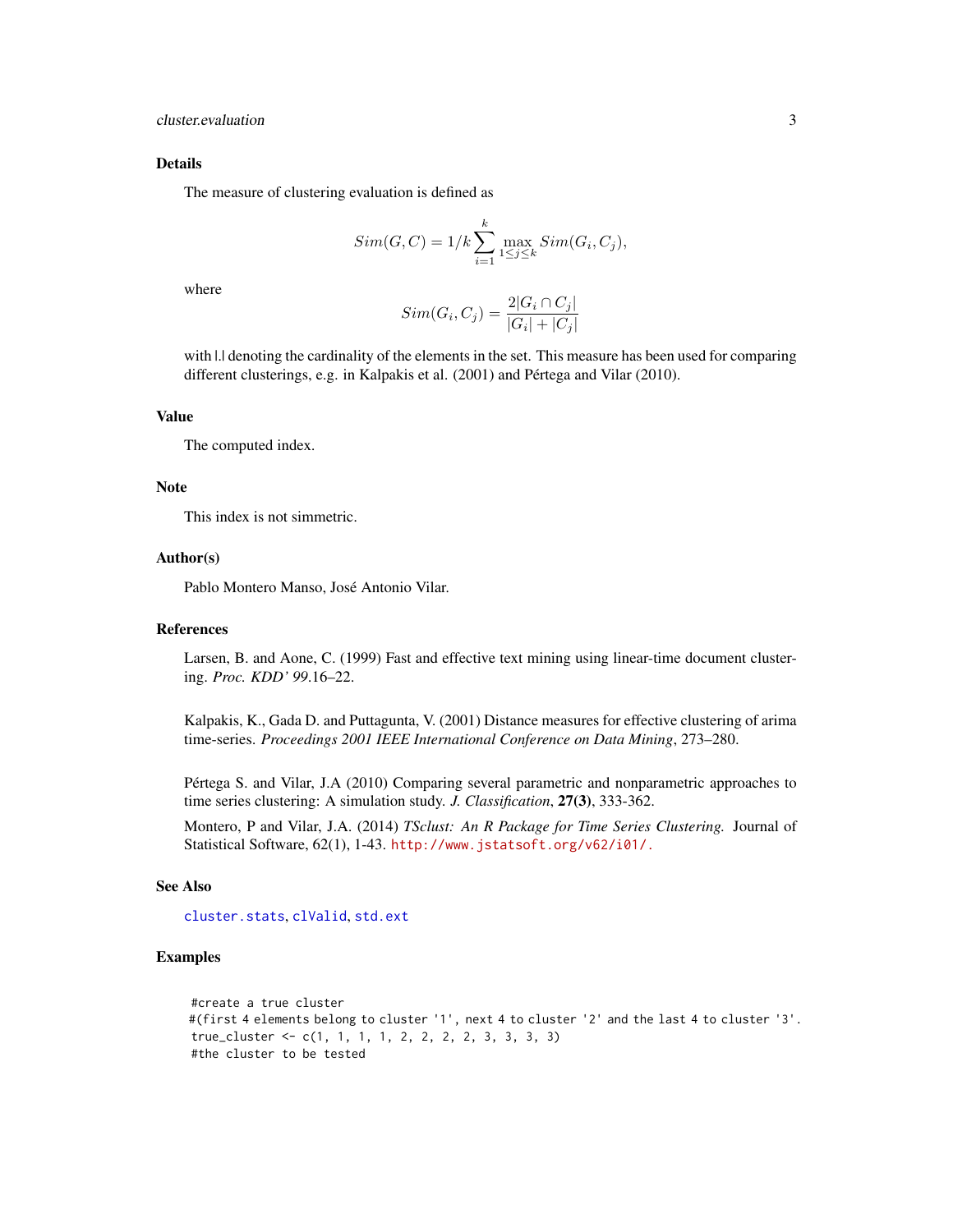## Details

The measure of clustering evaluation is defined as

$$Sim(G, C) = 1/k \sum_{i=1}^{k} \max_{1 \leq j \leq k} Sim(G_i, C_j),$$

where

$$Sim(G_i, C_j) = \frac{2|G_i \cap C_j|}{|G_i| + |C_j|}$$

with |.| denoting the cardinality of the elements in the set. This measure has been used for comparing different clusterings, e.g. in Kalpakis et al. (2001) and Pértega and Vilar (2010).

## Value

The computed index.

## Note

This index is not simmetric.

## Author(s)

Pablo Montero Manso, José Antonio Vilar.

## References

Larsen, B. and Aone, C. (1999) Fast and effective text mining using linear-time document clustering. *Proc. KDD' 99*.16–22.

Kalpakis, K., Gada D. and Puttagunta, V. (2001) Distance measures for effective clustering of arima time-series. *Proceedings 2001 IEEE International Conference on Data Mining*, 273–280.

Pértega S. and Vilar, J.A (2010) Comparing several parametric and nonparametric approaches to time series clustering: A simulation study. *J. Classification*, **27(3)**, 333-362.

Montero, P and Vilar, J.A. (2014) *TSclust: An R Package for Time Series Clustering.* Journal of Statistical Software, 62(1), 1-43. http://www.jstatsoft.org/v62/i01/.

## See Also

cluster.stats, clValid, std.ext

## Examples

```
#create a true cluster
#(first 4 elements belong to cluster '1', next 4 to cluster '2' and the last 4 to cluster '3'.
true_cluster <- c(1, 1, 1, 1, 2, 2, 2, 2, 3, 3, 3, 3)
#the cluster to be tested
```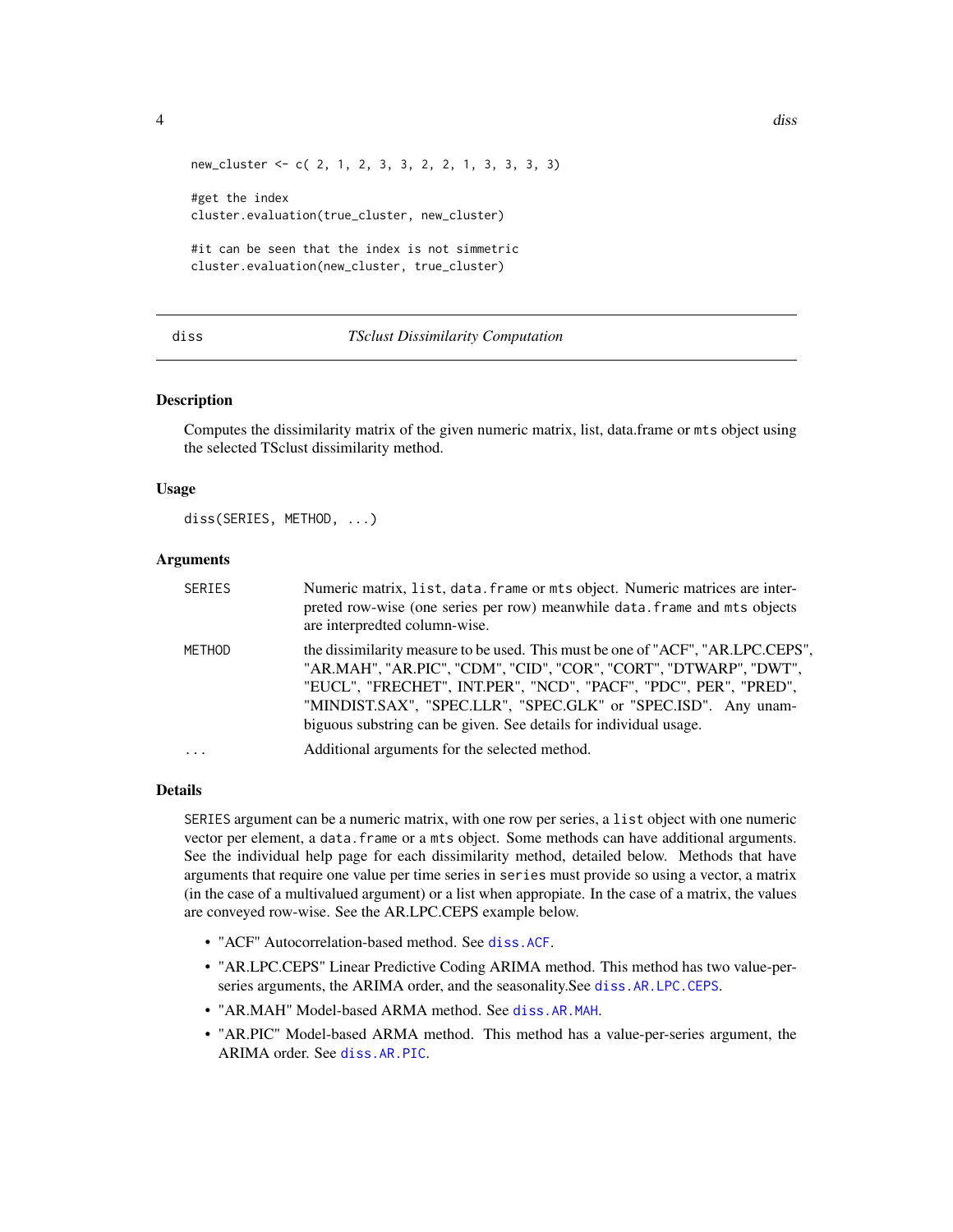```
new_cluster <- c( 2, 1, 2, 3, 3, 2, 2, 1, 3, 3, 3, 3)

#get the index
cluster.evaluation(true_cluster, new_cluster)

#it can be seen that the index is not simmetric
cluster.evaluation(new_cluster, true_cluster)
```

## diss *TSclust Dissimilarity Computation*

### Description

Computes the dissimilarity matrix of the given numeric matrix, list, data.frame or `mts` object using the selected TSclust dissimilarity method.

### Usage

```
diss(SERIES, METHOD, ...)
```

### Arguments

| | |
|---|---|
| SERIES | Numeric matrix, `list`, `data.frame` or `mts` object. Numeric matrices are interpreted row-wise (one series per row) meanwhile `data.frame` and `mts` objects are interpredted column-wise. |
| METHOD | the dissimilarity measure to be used. This must be one of "ACF", "AR.LPC.CEPS", "AR.MAH", "AR.PIC", "CDM", "CID", "COR", "CORT", "DTWARP", "DWT", "EUCL", "FRECHET", INT.PER", "NCD", "PACF", "PDC", PER", "PRED", "MINDIST.SAX", "SPEC.LLR", "SPEC.GLK" or "SPEC.ISD". Any unambiguous substring can be given. See details for individual usage. |
| ... | Additional arguments for the selected method. |

### Details

`SERIES` argument can be a numeric matrix, with one row per series, a `list` object with one numeric vector per element, a `data.frame` or a `mts` object. Some methods can have additional arguments. See the individual help page for each dissimilarity method, detailed below. Methods that have arguments that require one value per time series in `series` must provide so using a vector, a matrix (in the case of a multivalued argument) or a list when appropiate. In the case of a matrix, the values are conveyed row-wise. See the AR.LPC.CEPS example below.

- "ACF" Autocorrelation-based method. See `diss.ACF`.
- "AR.LPC.CEPS" Linear Predictive Coding ARIMA method. This method has two value-per-series arguments, the ARIMA order, and the seasonality.See `diss.AR.LPC.CEPS`.
- "AR.MAH" Model-based ARMA method. See `diss.AR.MAH`.
- "AR.PIC" Model-based ARMA method. This method has a value-per-series argument, the ARIMA order. See `diss.AR.PIC`.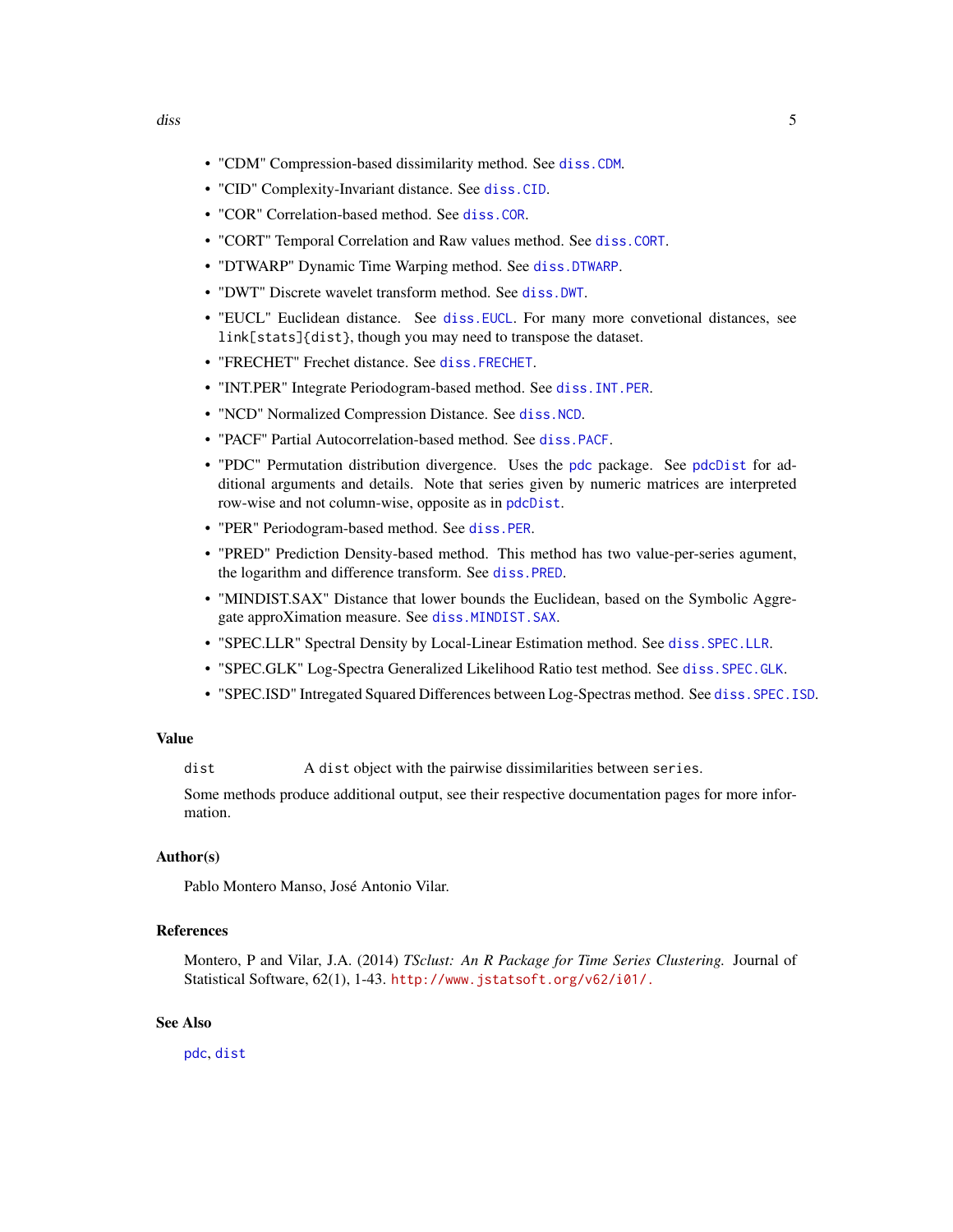- "CDM" Compression-based dissimilarity method. See `diss.CDM`.
- "CID" Complexity-Invariant distance. See `diss.CID`.
- "COR" Correlation-based method. See `diss.COR`.
- "CORT" Temporal Correlation and Raw values method. See `diss.CORT`.
- "DTWARP" Dynamic Time Warping method. See `diss.DTWARP`.
- "DWT" Discrete wavelet transform method. See `diss.DWT`.
- "EUCL" Euclidean distance. See `diss.EUCL`. For many more convetional distances, see `link[stats]{dist}`, though you may need to transpose the dataset.
- "FRECHET" Frechet distance. See `diss.FRECHET`.
- "INT.PER" Integrate Periodogram-based method. See `diss.INT.PER`.
- "NCD" Normalized Compression Distance. See `diss.NCD`.
- "PACF" Partial Autocorrelation-based method. See `diss.PACF`.
- "PDC" Permutation distribution divergence. Uses the `pdc` package. See `pdcDist` for additional arguments and details. Note that series given by numeric matrices are interpreted row-wise and not column-wise, opposite as in `pdcDist`.
- "PER" Periodogram-based method. See `diss.PER`.
- "PRED" Prediction Density-based method. This method has two value-per-series agument, the logarithm and difference transform. See `diss.PRED`.
- "MINDIST.SAX" Distance that lower bounds the Euclidean, based on the Symbolic Aggregate approXimation measure. See `diss.MINDIST.SAX`.
- "SPEC.LLR" Spectral Density by Local-Linear Estimation method. See `diss.SPEC.LLR`.
- "SPEC.GLK" Log-Spectra Generalized Likelihood Ratio test method. See `diss.SPEC.GLK`.
- "SPEC.ISD" Intregated Squared Differences between Log-Spectras method. See `diss.SPEC.ISD`.

## Value

`dist` A `dist` object with the pairwise dissimilarities between `series`.

Some methods produce additional output, see their respective documentation pages for more information.

## Author(s)

Pablo Montero Manso, José Antonio Vilar.

## References

Montero, P and Vilar, J.A. (2014) *TSclust: An R Package for Time Series Clustering.* Journal of Statistical Software, 62(1), 1-43. `http://www.jstatsoft.org/v62/i01/.`

## See Also

`pdc`, `dist`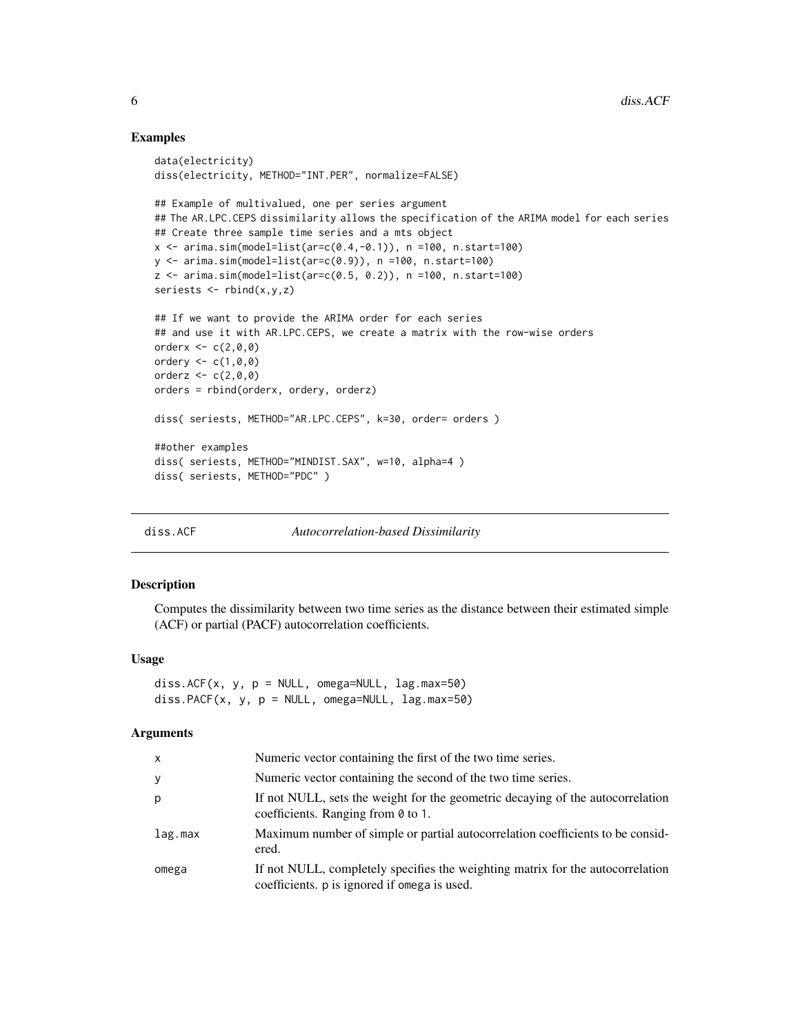## Examples

```
data(electricity)
diss(electricity, METHOD="INT.PER", normalize=FALSE)

## Example of multivalued, one per series argument
## The AR.LPC.CEPS dissimilarity allows the specification of the ARIMA model for each series
## Create three sample time series and a mts object
x <- arima.sim(model=list(ar=c(0.4,-0.1)), n =100, n.start=100)
y <- arima.sim(model=list(ar=c(0.9)), n =100, n.start=100)
z <- arima.sim(model=list(ar=c(0.5, 0.2)), n =100, n.start=100)
seriests <- rbind(x,y,z)

## If we want to provide the ARIMA order for each series
## and use it with AR.LPC.CEPS, we create a matrix with the row-wise orders
orderx <- c(2,0,0)
ordery <- c(1,0,0)
orderz <- c(2,0,0)
orders = rbind(orderx, ordery, orderz)

diss( seriests, METHOD="AR.LPC.CEPS", k=30, order= orders )

##other examples
diss( seriests, METHOD="MINDIST.SAX", w=10, alpha=4 )
diss( seriests, METHOD="PDC" )
```

---

# diss.ACF *Autocorrelation-based Dissimilarity*

---

## Description

Computes the dissimilarity between two time series as the distance between their estimated simple (ACF) or partial (PACF) autocorrelation coefficients.

## Usage

```
diss.ACF(x, y, p = NULL, omega=NULL, lag.max=50)
diss.PACF(x, y, p = NULL, omega=NULL, lag.max=50)
```

## Arguments

| | |
|---|---|
| x | Numeric vector containing the first of the two time series. |
| y | Numeric vector containing the second of the two time series. |
| p | If not NULL, sets the weight for the geometric decaying of the autocorrelation coefficients. Ranging from 0 to 1. |
| lag.max | Maximum number of simple or partial autocorrelation coefficients to be considered. |
| omega | If not NULL, completely specifies the weighting matrix for the autocorrelation coefficients. p is ignored if omega is used. |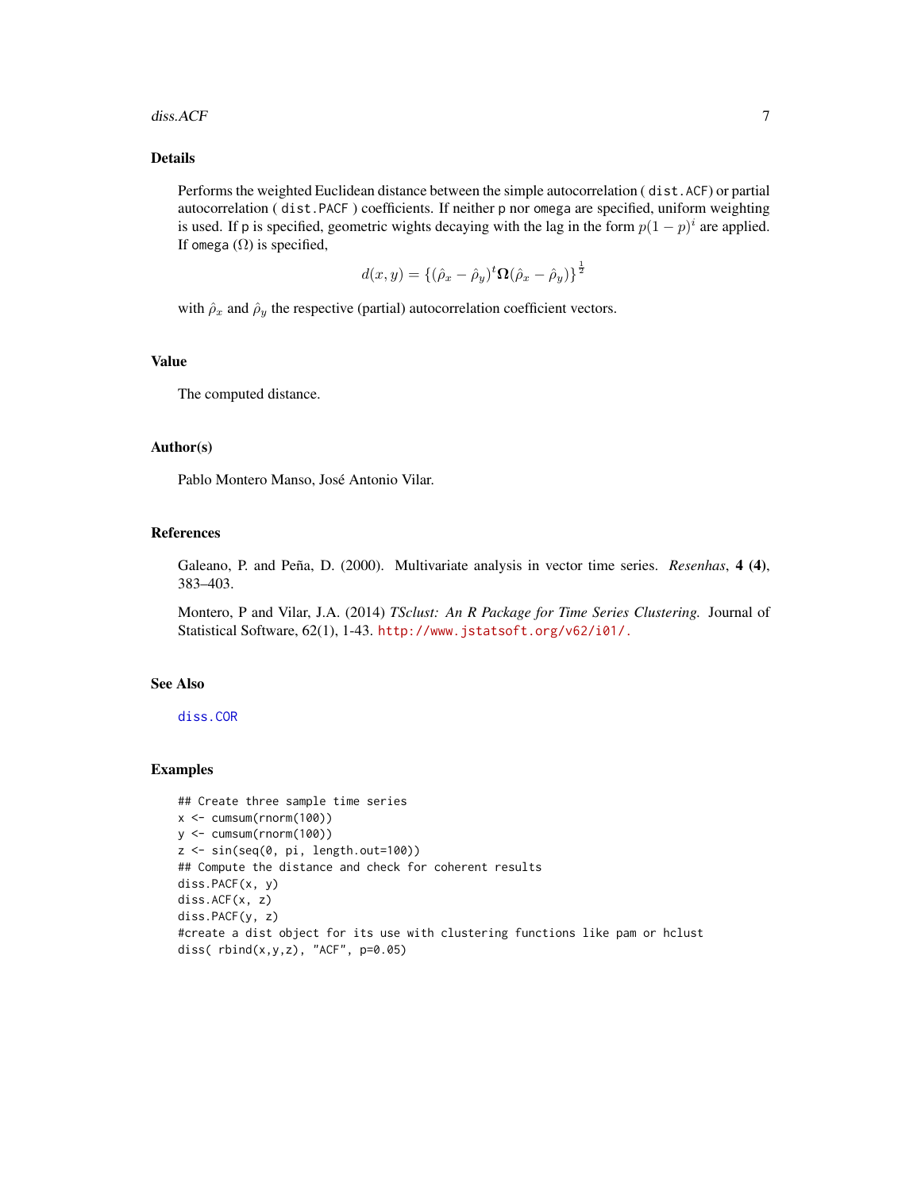## Details

Performs the weighted Euclidean distance between the simple autocorrelation ( `dist.ACF`) or partial autocorrelation ( `dist.PACF` ) coefficients. If neither `p` nor `omega` are specified, uniform weighting is used. If `p` is specified, geometric wights decaying with the lag in the form $p(1-p)^i$ are applied. If `omega` ($\Omega$) is specified,

$$d(x,y) = \{(\hat{\rho}_x - \hat{\rho}_y)^t \mathbf{\Omega} (\hat{\rho}_x - \hat{\rho}_y)\}^{\frac{1}{2}}$$

with $\hat{\rho}_x$ and $\hat{\rho}_y$ the respective (partial) autocorrelation coefficient vectors.

## Value

The computed distance.

## Author(s)

Pablo Montero Manso, José Antonio Vilar.

## References

Galeano, P. and Peña, D. (2000). Multivariate analysis in vector time series. *Resenhas*, **4 (4)**, 383–403.

Montero, P and Vilar, J.A. (2014) *TSclust: An R Package for Time Series Clustering.* Journal of Statistical Software, 62(1), 1-43. http://www.jstatsoft.org/v62/i01/.

## See Also

`diss.COR`

## Examples

```
## Create three sample time series
x <- cumsum(rnorm(100))
y <- cumsum(rnorm(100))
z <- sin(seq(0, pi, length.out=100))
## Compute the distance and check for coherent results
diss.PACF(x, y)
diss.ACF(x, z)
diss.PACF(y, z)
#create a dist object for its use with clustering functions like pam or hclust
diss( rbind(x,y,z), "ACF", p=0.05)
```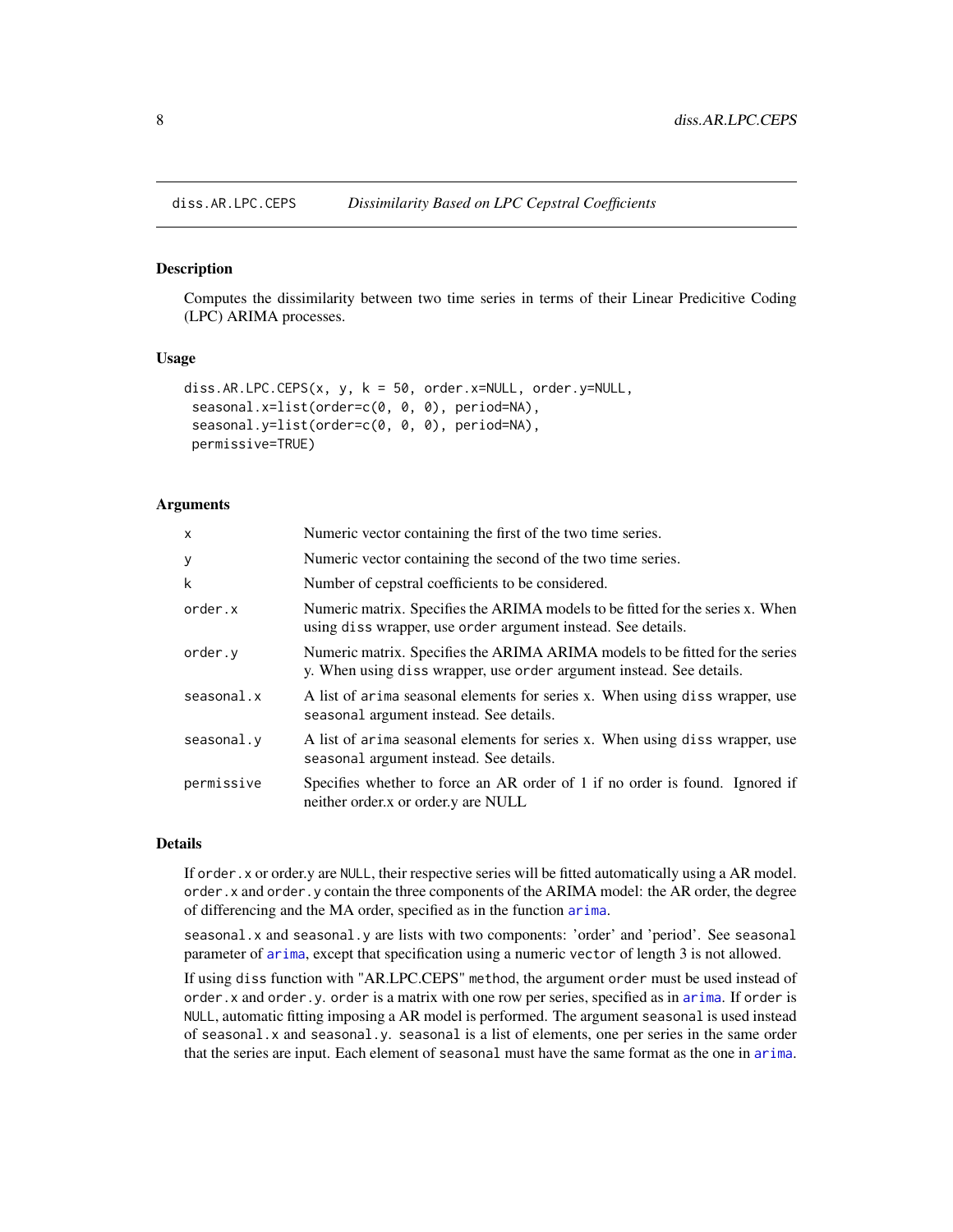## diss.AR.LPC.CEPS — *Dissimilarity Based on LPC Cepstral Coefficients*

### Description

Computes the dissimilarity between two time series in terms of their Linear Predicitive Coding (LPC) ARIMA processes.

### Usage

```
diss.AR.LPC.CEPS(x, y, k = 50, order.x=NULL, order.y=NULL,
 seasonal.x=list(order=c(0, 0, 0), period=NA),
 seasonal.y=list(order=c(0, 0, 0), period=NA),
 permissive=TRUE)
```

### Arguments

| | |
|---|---|
| `x` | Numeric vector containing the first of the two time series. |
| `y` | Numeric vector containing the second of the two time series. |
| `k` | Number of cepstral coefficients to be considered. |
| `order.x` | Numeric matrix. Specifies the ARIMA models to be fitted for the series x. When using `diss` wrapper, use `order` argument instead. See details. |
| `order.y` | Numeric matrix. Specifies the ARIMA ARIMA models to be fitted for the series y. When using `diss` wrapper, use `order` argument instead. See details. |
| `seasonal.x` | A list of `arima` seasonal elements for series x. When using `diss` wrapper, use `seasonal` argument instead. See details. |
| `seasonal.y` | A list of `arima` seasonal elements for series x. When using `diss` wrapper, use `seasonal` argument instead. See details. |
| `permissive` | Specifies whether to force an AR order of 1 if no order is found. Ignored if neither order.x or order.y are NULL |

### Details

If `order.x` or order.y are `NULL`, their respective series will be fitted automatically using a AR model. `order.x` and `order.y` contain the three components of the ARIMA model: the AR order, the degree of differencing and the MA order, specified as in the function `arima`.

`seasonal.x` and `seasonal.y` are lists with two components: 'order' and 'period'. See `seasonal` parameter of `arima`, except that specification using a numeric `vector` of length 3 is not allowed.

If using `diss` function with "AR.LPC.CEPS" `method`, the argument `order` must be used instead of `order.x` and `order.y`. `order` is a matrix with one row per series, specified as in `arima`. If `order` is `NULL`, automatic fitting imposing a AR model is performed. The argument `seasonal` is used instead of `seasonal.x` and `seasonal.y`. `seasonal` is a list of elements, one per series in the same order that the series are input. Each element of `seasonal` must have the same format as the one in `arima`.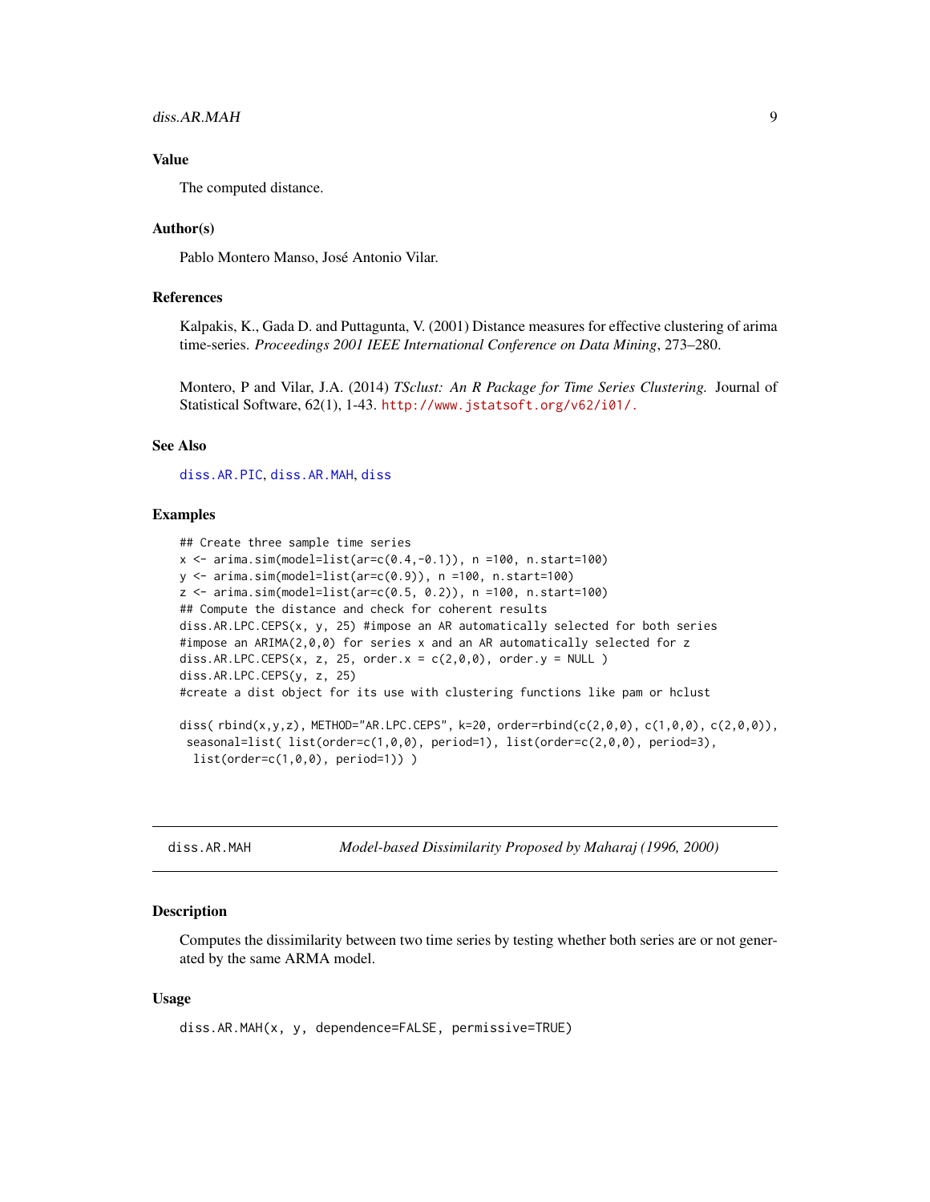### Value

The computed distance.

### Author(s)

Pablo Montero Manso, José Antonio Vilar.

### References

Kalpakis, K., Gada D. and Puttagunta, V. (2001) Distance measures for effective clustering of arima time-series. *Proceedings 2001 IEEE International Conference on Data Mining*, 273–280.

Montero, P and Vilar, J.A. (2014) *TSclust: An R Package for Time Series Clustering.* Journal of Statistical Software, 62(1), 1-43. http://www.jstatsoft.org/v62/i01/.

### See Also

diss.AR.PIC, diss.AR.MAH, diss

### Examples

```
## Create three sample time series
x <- arima.sim(model=list(ar=c(0.4,-0.1)), n =100, n.start=100)
y <- arima.sim(model=list(ar=c(0.9)), n =100, n.start=100)
z <- arima.sim(model=list(ar=c(0.5, 0.2)), n =100, n.start=100)
## Compute the distance and check for coherent results
diss.AR.LPC.CEPS(x, y, 25) #impose an AR automatically selected for both series
#impose an ARIMA(2,0,0) for series x and an AR automatically selected for z
diss.AR.LPC.CEPS(x, z, 25, order.x = c(2,0,0), order.y = NULL )
diss.AR.LPC.CEPS(y, z, 25)
#create a dist object for its use with clustering functions like pam or hclust

diss( rbind(x,y,z), METHOD="AR.LPC.CEPS", k=20, order=rbind(c(2,0,0), c(1,0,0), c(2,0,0)),
 seasonal=list( list(order=c(1,0,0), period=1), list(order=c(2,0,0), period=3),
  list(order=c(1,0,0), period=1)) )
```

---

## diss.AR.MAH — *Model-based Dissimilarity Proposed by Maharaj (1996, 2000)*

### Description

Computes the dissimilarity between two time series by testing whether both series are or not generated by the same ARMA model.

### Usage

```
diss.AR.MAH(x, y, dependence=FALSE, permissive=TRUE)
```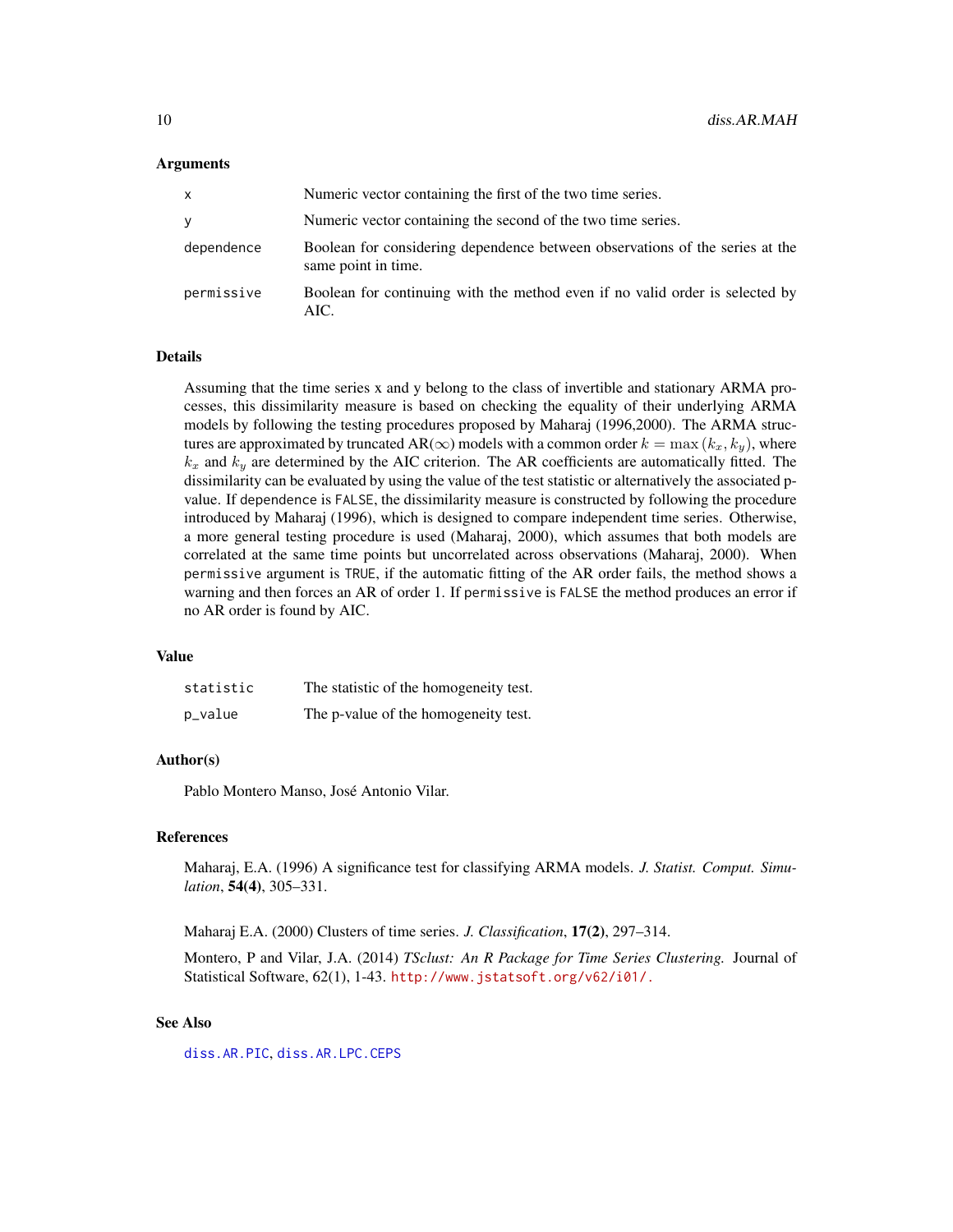### Arguments

| | |
|---|---|
| `x` | Numeric vector containing the first of the two time series. |
| `y` | Numeric vector containing the second of the two time series. |
| `dependence` | Boolean for considering dependence between observations of the series at the same point in time. |
| `permissive` | Boolean for continuing with the method even if no valid order is selected by AIC. |

### Details

Assuming that the time series x and y belong to the class of invertible and stationary ARMA processes, this dissimilarity measure is based on checking the equality of their underlying ARMA models by following the testing procedures proposed by Maharaj (1996,2000). The ARMA structures are approximated by truncated AR($\infty$) models with a common order $k = \max(k_x, k_y)$, where $k_x$ and $k_y$ are determined by the AIC criterion. The AR coefficients are automatically fitted. The dissimilarity can be evaluated by using the value of the test statistic or alternatively the associated p-value. If `dependence` is `FALSE`, the dissimilarity measure is constructed by following the procedure introduced by Maharaj (1996), which is designed to compare independent time series. Otherwise, a more general testing procedure is used (Maharaj, 2000), which assumes that both models are correlated at the same time points but uncorrelated across observations (Maharaj, 2000). When `permissive` argument is `TRUE`, if the automatic fitting of the AR order fails, the method shows a warning and then forces an AR of order 1. If `permissive` is `FALSE` the method produces an error if no AR order is found by AIC.

### Value

| | |
|---|---|
| `statistic` | The statistic of the homogeneity test. |
| `p_value` | The p-value of the homogeneity test. |

### Author(s)

Pablo Montero Manso, José Antonio Vilar.

### References

Maharaj, E.A. (1996) A significance test for classifying ARMA models. *J. Statist. Comput. Simulation*, **54(4)**, 305–331.

Maharaj E.A. (2000) Clusters of time series. *J. Classification*, **17(2)**, 297–314.

Montero, P and Vilar, J.A. (2014) *TSclust: An R Package for Time Series Clustering.* Journal of Statistical Software, 62(1), 1-43. http://www.jstatsoft.org/v62/i01/.

### See Also

`diss.AR.PIC`, `diss.AR.LPC.CEPS`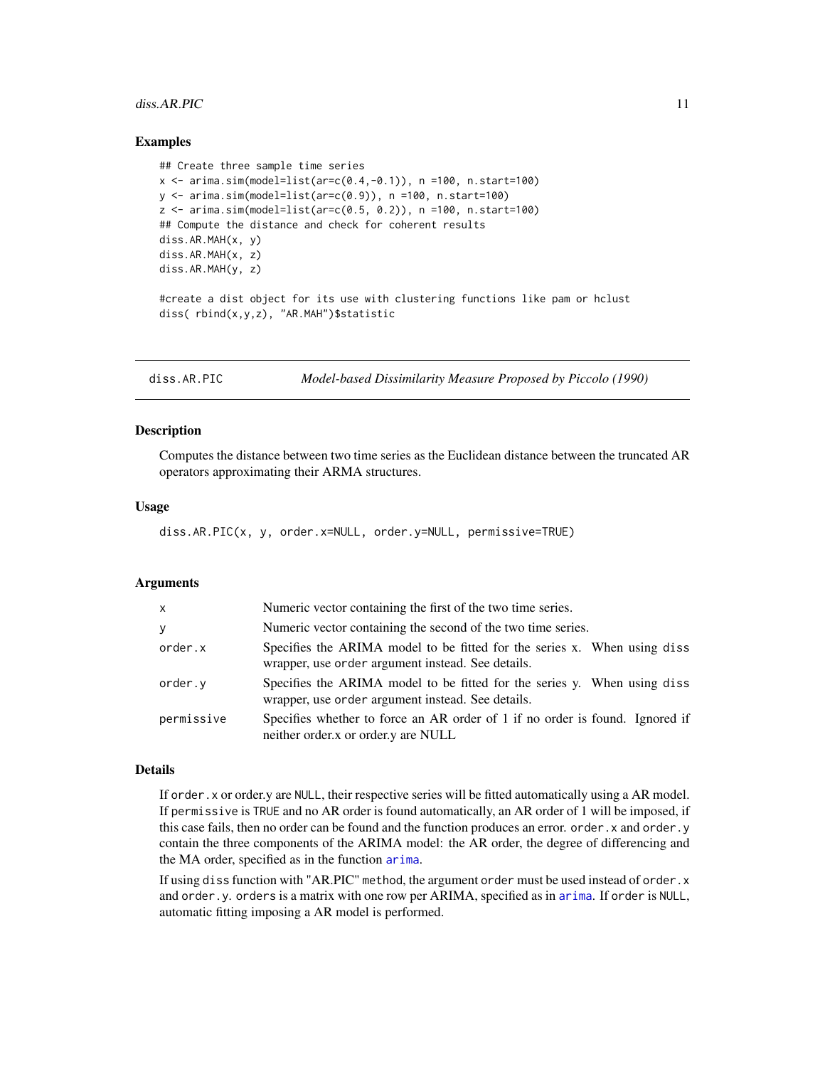### Examples

```
## Create three sample time series
x <- arima.sim(model=list(ar=c(0.4,-0.1)), n =100, n.start=100)
y <- arima.sim(model=list(ar=c(0.9)), n =100, n.start=100)
z <- arima.sim(model=list(ar=c(0.5, 0.2)), n =100, n.start=100)
## Compute the distance and check for coherent results
diss.AR.MAH(x, y)
diss.AR.MAH(x, z)
diss.AR.MAH(y, z)

#create a dist object for its use with clustering functions like pam or hclust
diss( rbind(x,y,z), "AR.MAH")$statistic
```

---

## diss.AR.PIC — *Model-based Dissimilarity Measure Proposed by Piccolo (1990)*

---

### Description

Computes the distance between two time series as the Euclidean distance between the truncated AR operators approximating their ARMA structures.

### Usage

```
diss.AR.PIC(x, y, order.x=NULL, order.y=NULL, permissive=TRUE)
```

### Arguments

| | |
|---|---|
| x | Numeric vector containing the first of the two time series. |
| y | Numeric vector containing the second of the two time series. |
| order.x | Specifies the ARIMA model to be fitted for the series x. When using diss wrapper, use order argument instead. See details. |
| order.y | Specifies the ARIMA model to be fitted for the series y. When using diss wrapper, use order argument instead. See details. |
| permissive | Specifies whether to force an AR order of 1 if no order is found. Ignored if neither order.x or order.y are NULL |

### Details

If `order.x` or order.y are `NULL`, their respective series will be fitted automatically using a AR model. If `permissive` is `TRUE` and no AR order is found automatically, an AR order of 1 will be imposed, if this case fails, then no order can be found and the function produces an error. `order.x` and `order.y` contain the three components of the ARIMA model: the AR order, the degree of differencing and the MA order, specified as in the function `arima`.

If using `diss` function with "AR.PIC" `method`, the argument `order` must be used instead of `order.x` and `order.y`. `orders` is a matrix with one row per ARIMA, specified as in `arima`. If `order` is `NULL`, automatic fitting imposing a AR model is performed.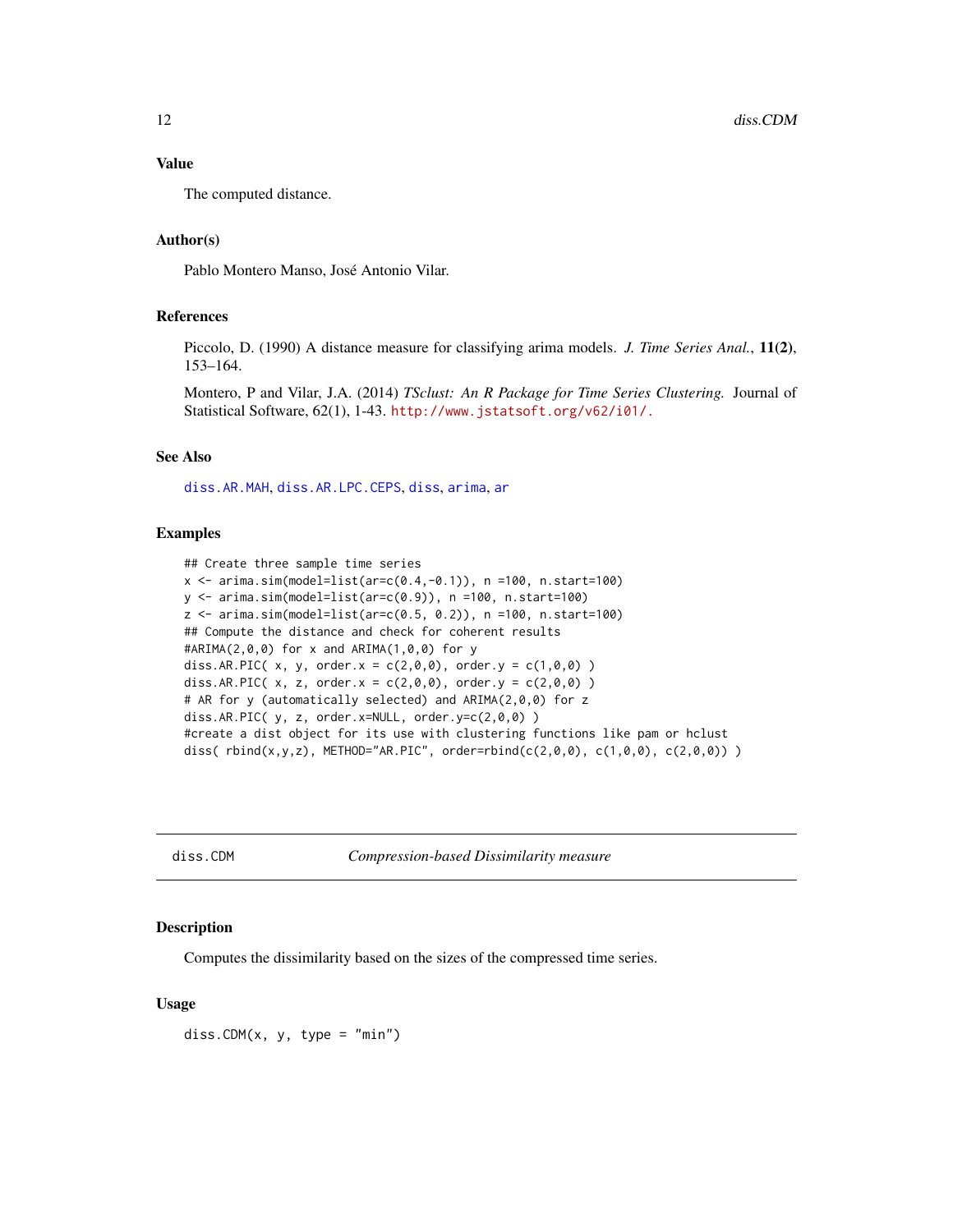## Value

The computed distance.

## Author(s)

Pablo Montero Manso, José Antonio Vilar.

## References

Piccolo, D. (1990) A distance measure for classifying arima models. *J. Time Series Anal.*, **11(2)**, 153–164.

Montero, P and Vilar, J.A. (2014) *TSclust: An R Package for Time Series Clustering.* Journal of Statistical Software, 62(1), 1-43. http://www.jstatsoft.org/v62/i01/.

## See Also

diss.AR.MAH, diss.AR.LPC.CEPS, diss, arima, ar

## Examples

```
## Create three sample time series
x <- arima.sim(model=list(ar=c(0.4,-0.1)), n =100, n.start=100)
y <- arima.sim(model=list(ar=c(0.9)), n =100, n.start=100)
z <- arima.sim(model=list(ar=c(0.5, 0.2)), n =100, n.start=100)
## Compute the distance and check for coherent results
#ARIMA(2,0,0) for x and ARIMA(1,0,0) for y
diss.AR.PIC( x, y, order.x = c(2,0,0), order.y = c(1,0,0) )
diss.AR.PIC( x, z, order.x = c(2,0,0), order.y = c(2,0,0) )
# AR for y (automatically selected) and ARIMA(2,0,0) for z
diss.AR.PIC( y, z, order.x=NULL, order.y=c(2,0,0) )
#create a dist object for its use with clustering functions like pam or hclust
diss( rbind(x,y,z), METHOD="AR.PIC", order=rbind(c(2,0,0), c(1,0,0), c(2,0,0)) )
```

---

# diss.CDM — *Compression-based Dissimilarity measure*

## Description

Computes the dissimilarity based on the sizes of the compressed time series.

## Usage

```
diss.CDM(x, y, type = "min")
```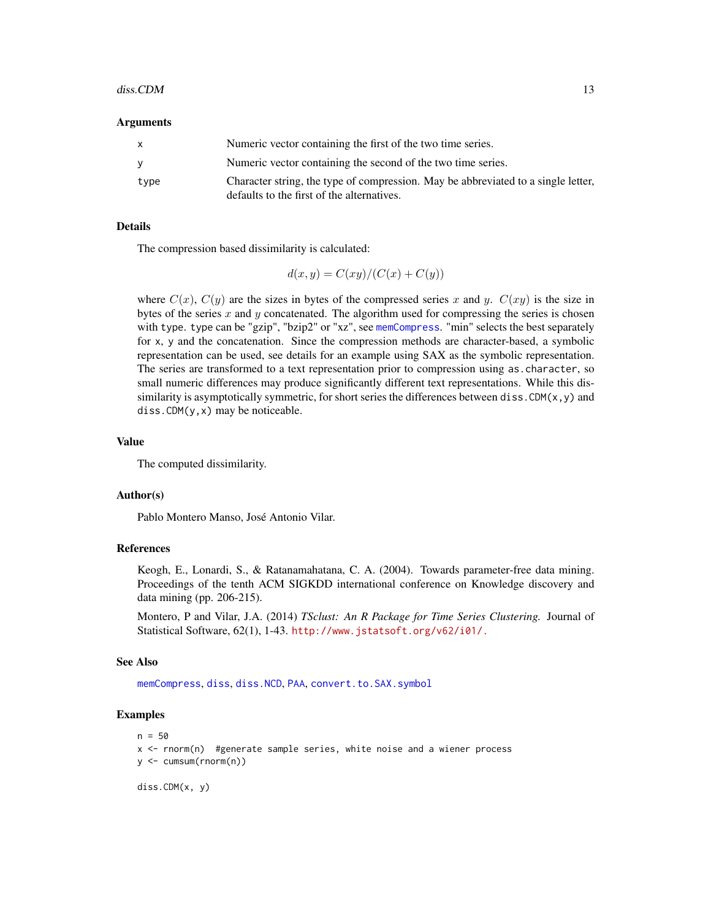### Arguments

| | |
|---|---|
| x | Numeric vector containing the first of the two time series. |
| y | Numeric vector containing the second of the two time series. |
| type | Character string, the type of compression. May be abbreviated to a single letter, defaults to the first of the alternatives. |

### Details

The compression based dissimilarity is calculated:

$$d(x, y) = C(xy)/(C(x) + C(y))$$

where $C(x)$, $C(y)$ are the sizes in bytes of the compressed series $x$ and $y$. $C(xy)$ is the size in bytes of the series $x$ and $y$ concatenated. The algorithm used for compressing the series is chosen with `type`. `type` can be "gzip", "bzip2" or "xz", see `memCompress`. "min" selects the best separately for `x`, `y` and the concatenation. Since the compression methods are character-based, a symbolic representation can be used, see details for an example using SAX as the symbolic representation. The series are transformed to a text representation prior to compression using `as.character`, so small numeric differences may produce significantly different text representations. While this dissimilarity is asymptotically symmetric, for short series the differences between `diss.CDM(x,y)` and `diss.CDM(y,x)` may be noticeable.

### Value

The computed dissimilarity.

### Author(s)

Pablo Montero Manso, José Antonio Vilar.

### References

Keogh, E., Lonardi, S., & Ratanamahatana, C. A. (2004). Towards parameter-free data mining. Proceedings of the tenth ACM SIGKDD international conference on Knowledge discovery and data mining (pp. 206-215).

Montero, P and Vilar, J.A. (2014) *TSclust: An R Package for Time Series Clustering.* Journal of Statistical Software, 62(1), 1-43. http://www.jstatsoft.org/v62/i01/.

### See Also

`memCompress`, `diss`, `diss.NCD`, `PAA`, `convert.to.SAX.symbol`

### Examples

```
n = 50
x <- rnorm(n)  #generate sample series, white noise and a wiener process
y <- cumsum(rnorm(n))

diss.CDM(x, y)
```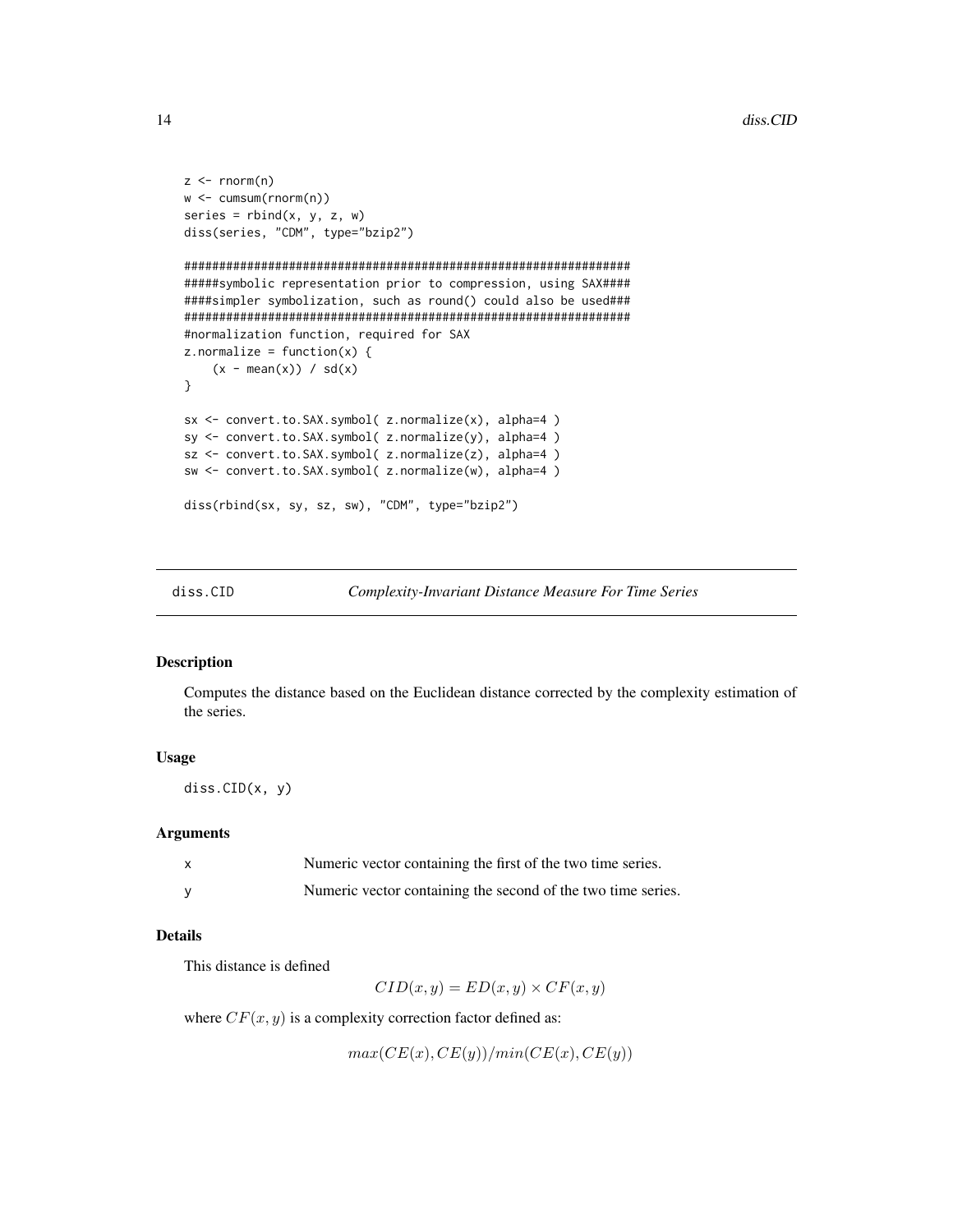```
z <- rnorm(n)
w <- cumsum(rnorm(n))
series = rbind(x, y, z, w)
diss(series, "CDM", type="bzip2")

################################################################
#####symbolic representation prior to compression, using SAX####
####simpler symbolization, such as round() could also be used###
################################################################
#normalization function, required for SAX
z.normalize = function(x) {
    (x - mean(x)) / sd(x)
}

sx <- convert.to.SAX.symbol( z.normalize(x), alpha=4 )
sy <- convert.to.SAX.symbol( z.normalize(y), alpha=4 )
sz <- convert.to.SAX.symbol( z.normalize(z), alpha=4 )
sw <- convert.to.SAX.symbol( z.normalize(w), alpha=4 )

diss(rbind(sx, sy, sz, sw), "CDM", type="bzip2")
```

---

## diss.CID *Complexity-Invariant Distance Measure For Time Series*

---

### Description

Computes the distance based on the Euclidean distance corrected by the complexity estimation of the series.

### Usage

```
diss.CID(x, y)
```

### Arguments

| | |
|---|---|
| x | Numeric vector containing the first of the two time series. |
| y | Numeric vector containing the second of the two time series. |

### Details

This distance is defined

$$CID(x, y) = ED(x, y) \times CF(x, y)$$

where $CF(x, y)$ is a complexity correction factor defined as:

$$max(CE(x), CE(y))/min(CE(x), CE(y))$$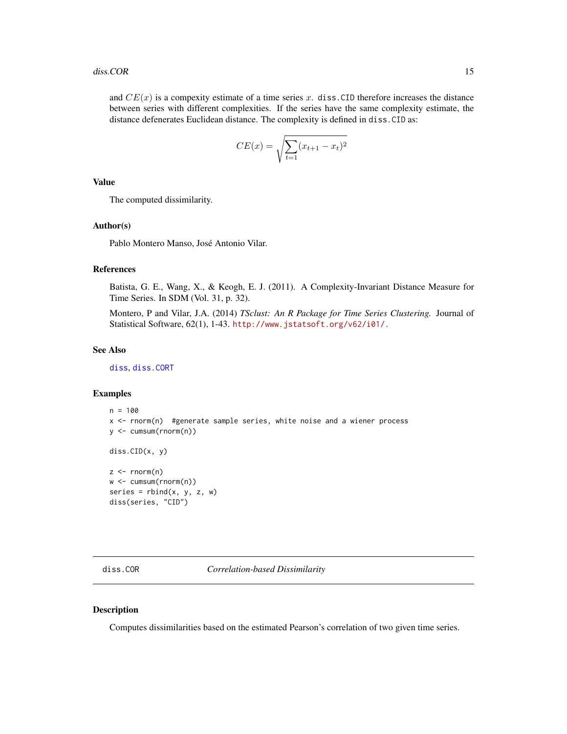and $CE(x)$ is a compexity estimate of a time series $x$. `diss.CID` therefore increases the distance between series with different complexities. If the series have the same complexity estimate, the distance defenerates Euclidean distance. The complexity is defined in `diss.CID` as:

$$CE(x) = \sqrt{\sum_{t=1} (x_{t+1} - x_t)^2}$$

### Value

The computed dissimilarity.

### Author(s)

Pablo Montero Manso, José Antonio Vilar.

### References

Batista, G. E., Wang, X., & Keogh, E. J. (2011). A Complexity-Invariant Distance Measure for Time Series. In SDM (Vol. 31, p. 32).

Montero, P and Vilar, J.A. (2014) *TSclust: An R Package for Time Series Clustering.* Journal of Statistical Software, 62(1), 1-43. http://www.jstatsoft.org/v62/i01/.

### See Also

diss, diss.CORT

### Examples

```
n = 100
x <- rnorm(n)  #generate sample series, white noise and a wiener process
y <- cumsum(rnorm(n))

diss.CID(x, y)

z <- rnorm(n)
w <- cumsum(rnorm(n))
series = rbind(x, y, z, w)
diss(series, "CID")
```

---

## diss.COR    *Correlation-based Dissimilarity*

---

### Description

Computes dissimilarities based on the estimated Pearson's correlation of two given time series.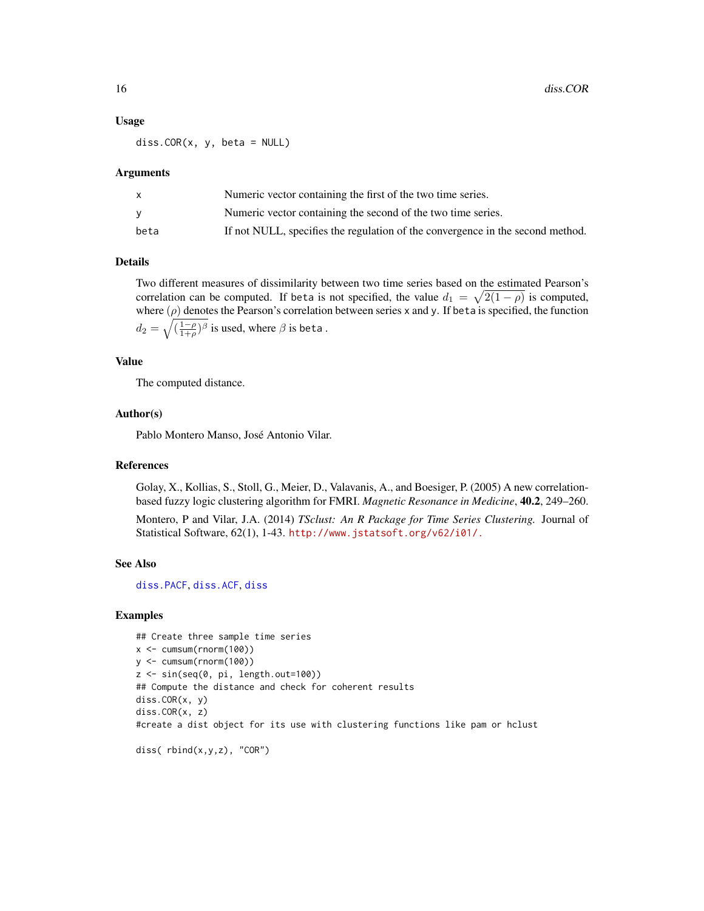### Usage

```
diss.COR(x, y, beta = NULL)
```

### Arguments

| | |
|---|---|
| x | Numeric vector containing the first of the two time series. |
| y | Numeric vector containing the second of the two time series. |
| beta | If not NULL, specifies the regulation of the convergence in the second method. |

### Details

Two different measures of dissimilarity between two time series based on the estimated Pearson's correlation can be computed. If beta is not specified, the value $d_1 = \sqrt{2(1-\rho)}$ is computed, where $(\rho)$ denotes the Pearson's correlation between series x and y. If beta is specified, the function $d_2 = \sqrt{(\frac{1-\rho}{1+\rho})^\beta}$ is used, where $\beta$ is beta .

### Value

The computed distance.

### Author(s)

Pablo Montero Manso, José Antonio Vilar.

### References

Golay, X., Kollias, S., Stoll, G., Meier, D., Valavanis, A., and Boesiger, P. (2005) A new correlation-based fuzzy logic clustering algorithm for FMRI. *Magnetic Resonance in Medicine*, **40.2**, 249–260.

Montero, P and Vilar, J.A. (2014) *TSclust: An R Package for Time Series Clustering.* Journal of Statistical Software, 62(1), 1-43. http://www.jstatsoft.org/v62/i01/.

### See Also

diss.PACF, diss.ACF, diss

### Examples

```
## Create three sample time series
x <- cumsum(rnorm(100))
y <- cumsum(rnorm(100))
z <- sin(seq(0, pi, length.out=100))
## Compute the distance and check for coherent results
diss.COR(x, y)
diss.COR(x, z)
#create a dist object for its use with clustering functions like pam or hclust

diss( rbind(x,y,z), "COR")
```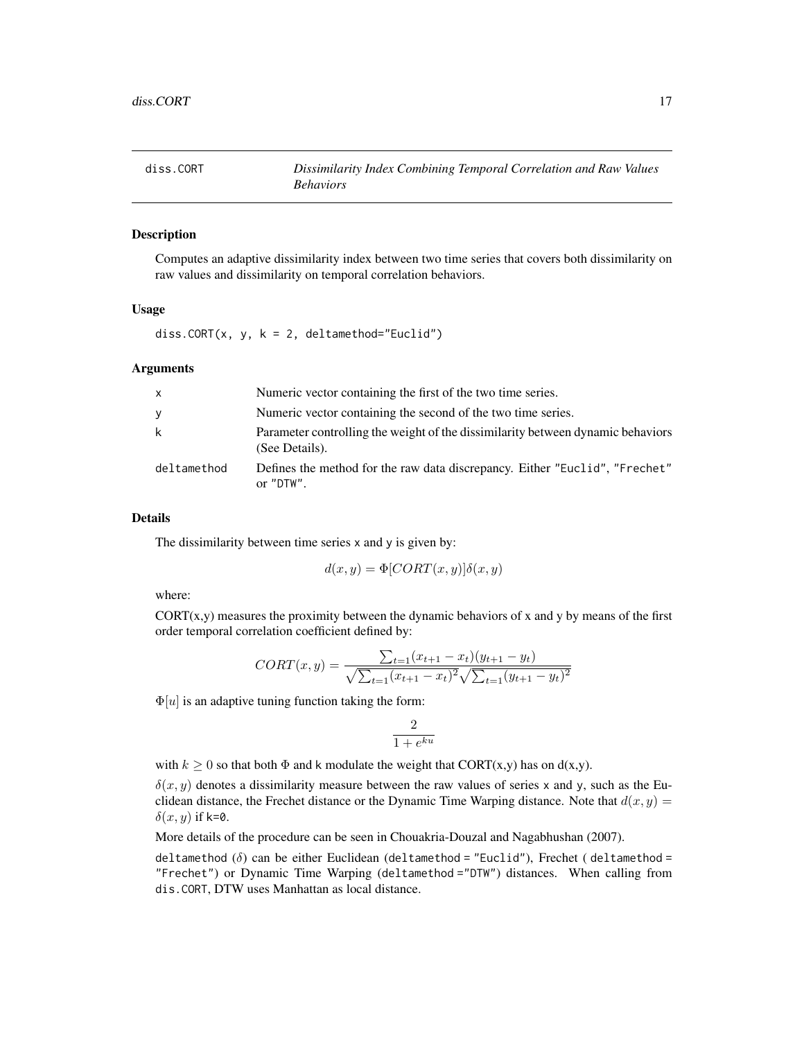# diss.CORT — *Dissimilarity Index Combining Temporal Correlation and Raw Values Behaviors*

## Description

Computes an adaptive dissimilarity index between two time series that covers both dissimilarity on raw values and dissimilarity on temporal correlation behaviors.

## Usage

```
diss.CORT(x, y, k = 2, deltamethod="Euclid")
```

## Arguments

| | |
|---|---|
| x | Numeric vector containing the first of the two time series. |
| y | Numeric vector containing the second of the two time series. |
| k | Parameter controlling the weight of the dissimilarity between dynamic behaviors (See Details). |
| deltamethod | Defines the method for the raw data discrepancy. Either "Euclid", "Frechet" or "DTW". |

## Details

The dissimilarity between time series x and y is given by:

$$d(x,y) = \Phi[CORT(x,y)]\delta(x,y)$$

where:

CORT(x,y) measures the proximity between the dynamic behaviors of x and y by means of the first order temporal correlation coefficient defined by:

$$CORT(x,y) = \frac{\sum_{t=1}(x_{t+1} - x_t)(y_{t+1} - y_t)}{\sqrt{\sum_{t=1}(x_{t+1} - x_t)^2}\sqrt{\sum_{t=1}(y_{t+1} - y_t)^2}}$$

$\Phi[u]$ is an adaptive tuning function taking the form:

$$\frac{2}{1 + e^{ku}}$$

with $k \geq 0$ so that both $\Phi$ and k modulate the weight that CORT(x,y) has on d(x,y).

$\delta(x,y)$ denotes a dissimilarity measure between the raw values of series x and y, such as the Euclidean distance, the Frechet distance or the Dynamic Time Warping distance. Note that $d(x,y) = \delta(x,y)$ if k=0.

More details of the procedure can be seen in Chouakria-Douzal and Nagabhushan (2007).

deltamethod ($\delta$) can be either Euclidean (deltamethod = "Euclid"), Frechet ( deltamethod = "Frechet") or Dynamic Time Warping (deltamethod ="DTW") distances. When calling from dis.CORT, DTW uses Manhattan as local distance.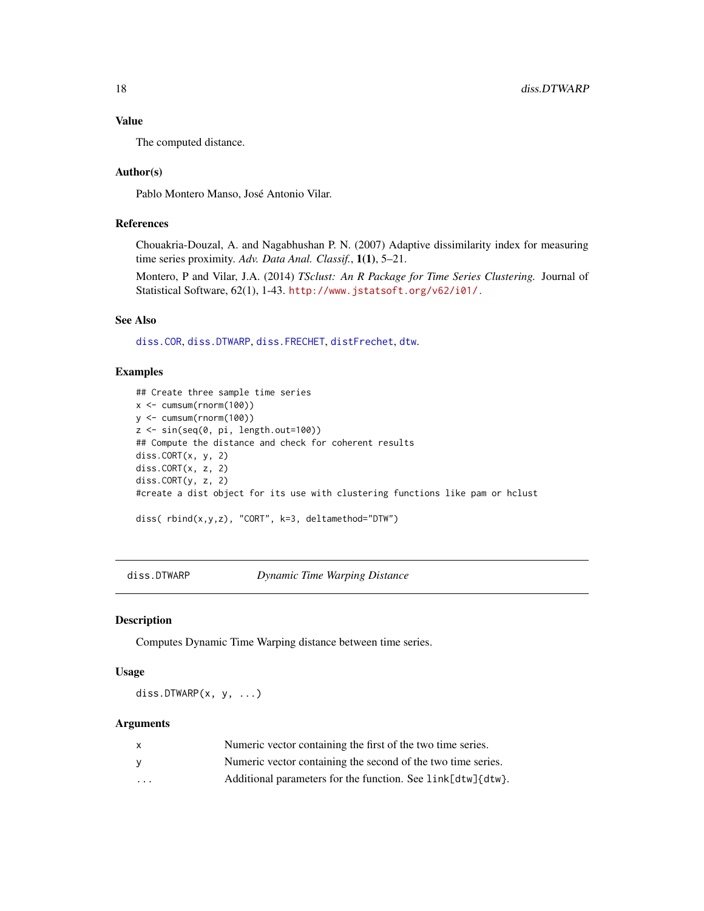### Value

The computed distance.

### Author(s)

Pablo Montero Manso, José Antonio Vilar.

### References

Chouakria-Douzal, A. and Nagabhushan P. N. (2007) Adaptive dissimilarity index for measuring time series proximity. *Adv. Data Anal. Classif.*, **1(1)**, 5–21.

Montero, P and Vilar, J.A. (2014) *TSclust: An R Package for Time Series Clustering.* Journal of Statistical Software, 62(1), 1-43. http://www.jstatsoft.org/v62/i01/.

### See Also

diss.COR, diss.DTWARP, diss.FRECHET, distFrechet, dtw.

### Examples

```
## Create three sample time series
x <- cumsum(rnorm(100))
y <- cumsum(rnorm(100))
z <- sin(seq(0, pi, length.out=100))
## Compute the distance and check for coherent results
diss.CORT(x, y, 2)
diss.CORT(x, z, 2)
diss.CORT(y, z, 2)
#create a dist object for its use with clustering functions like pam or hclust

diss( rbind(x,y,z), "CORT", k=3, deltamethod="DTW")
```

---

## diss.DTWARP *Dynamic Time Warping Distance*

### Description

Computes Dynamic Time Warping distance between time series.

### Usage

```
diss.DTWARP(x, y, ...)
```

### Arguments

| | |
|---|---|
| x | Numeric vector containing the first of the two time series. |
| y | Numeric vector containing the second of the two time series. |
| ... | Additional parameters for the function. See link[dtw]{dtw}. |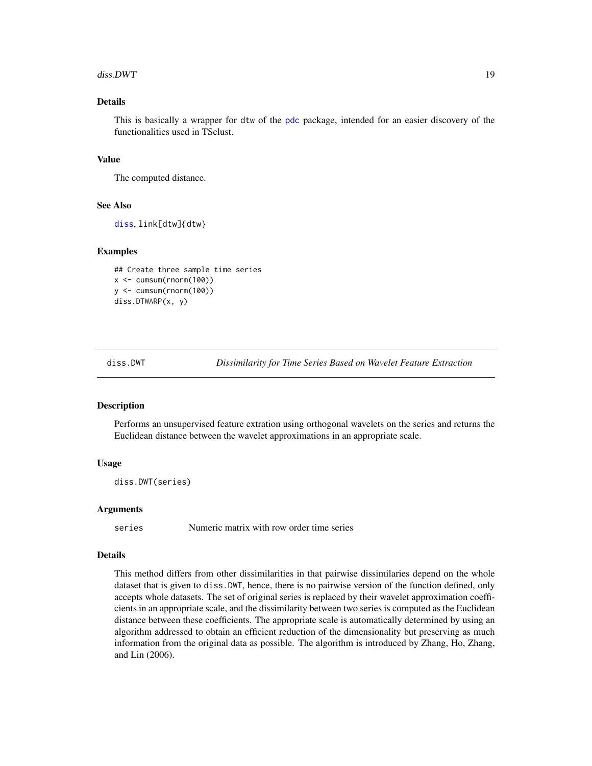### Details

This is basically a wrapper for dtw of the pdc package, intended for an easier discovery of the functionalities used in TSclust.

### Value

The computed distance.

### See Also

diss, link[dtw]{dtw}

### Examples

```
## Create three sample time series
x <- cumsum(rnorm(100))
y <- cumsum(rnorm(100))
diss.DTWARP(x, y)
```

---

## diss.DWT — *Dissimilarity for Time Series Based on Wavelet Feature Extraction*

### Description

Performs an unsupervised feature extration using orthogonal wavelets on the series and returns the Euclidean distance between the wavelet approximations in an appropriate scale.

### Usage

```
diss.DWT(series)
```

### Arguments

| | |
|---|---|
| series | Numeric matrix with row order time series |

### Details

This method differs from other dissimilarities in that pairwise dissimilaries depend on the whole dataset that is given to diss.DWT, hence, there is no pairwise version of the function defined, only accepts whole datasets. The set of original series is replaced by their wavelet approximation coefficients in an appropriate scale, and the dissimilarity between two series is computed as the Euclidean distance between these coefficients. The appropriate scale is automatically determined by using an algorithm addressed to obtain an efficient reduction of the dimensionality but preserving as much information from the original data as possible. The algorithm is introduced by Zhang, Ho, Zhang, and Lin (2006).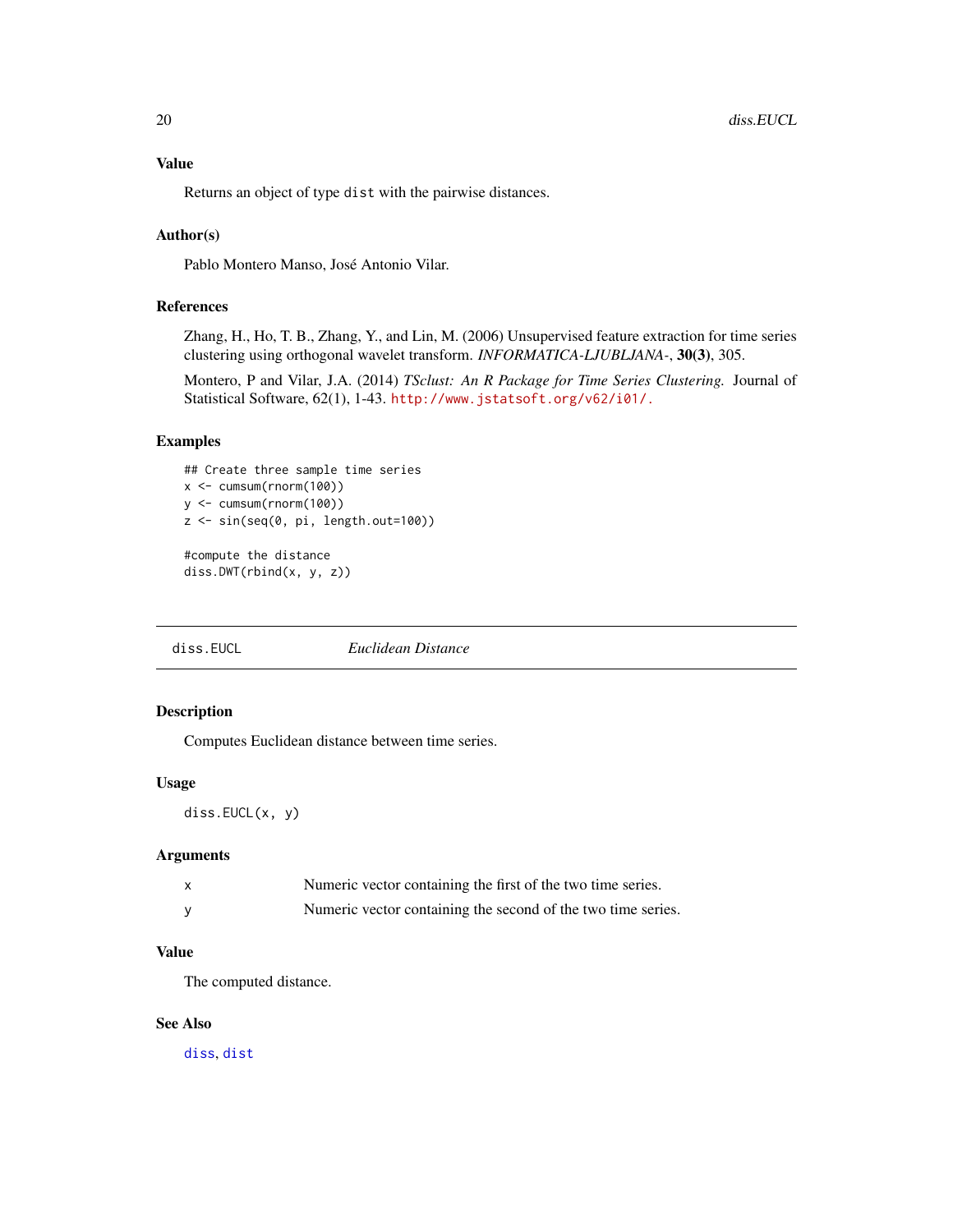### Value

Returns an object of type `dist` with the pairwise distances.

### Author(s)

Pablo Montero Manso, José Antonio Vilar.

### References

Zhang, H., Ho, T. B., Zhang, Y., and Lin, M. (2006) Unsupervised feature extraction for time series clustering using orthogonal wavelet transform. *INFORMATICA-LJUBLJANA-*, **30(3)**, 305.

Montero, P and Vilar, J.A. (2014) *TSclust: An R Package for Time Series Clustering.* Journal of Statistical Software, 62(1), 1-43. http://www.jstatsoft.org/v62/i01/.

### Examples

```
## Create three sample time series
x <- cumsum(rnorm(100))
y <- cumsum(rnorm(100))
z <- sin(seq(0, pi, length.out=100))

#compute the distance
diss.DWT(rbind(x, y, z))
```

---

## diss.EUCL — *Euclidean Distance*

### Description

Computes Euclidean distance between time series.

### Usage

```
diss.EUCL(x, y)
```

### Arguments

| | |
|---|---|
| x | Numeric vector containing the first of the two time series. |
| y | Numeric vector containing the second of the two time series. |

### Value

The computed distance.

### See Also

diss, dist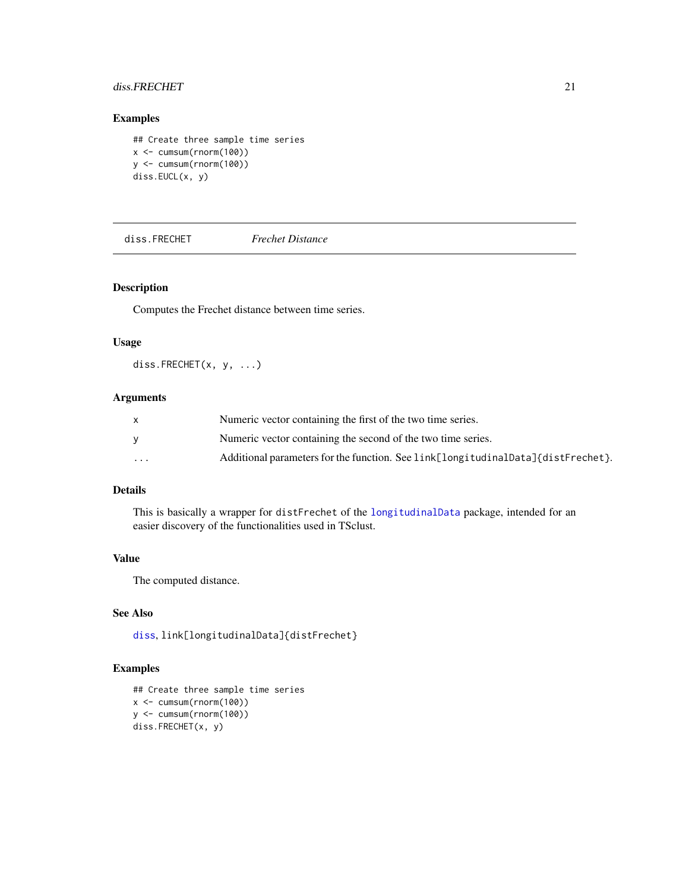### Examples

```
## Create three sample time series
x <- cumsum(rnorm(100))
y <- cumsum(rnorm(100))
diss.EUCL(x, y)
```

---

## diss.FRECHET *Frechet Distance*

---

### Description

Computes the Frechet distance between time series.

### Usage

```
diss.FRECHET(x, y, ...)
```

### Arguments

| | |
|---|---|
| x | Numeric vector containing the first of the two time series. |
| y | Numeric vector containing the second of the two time series. |
| ... | Additional parameters for the function. See `link[longitudinalData]{distFrechet}`. |

### Details

This is basically a wrapper for `distFrechet` of the `longitudinalData` package, intended for an easier discovery of the functionalities used in TSclust.

### Value

The computed distance.

### See Also

`diss`, `link[longitudinalData]{distFrechet}`

### Examples

```
## Create three sample time series
x <- cumsum(rnorm(100))
y <- cumsum(rnorm(100))
diss.FRECHET(x, y)
```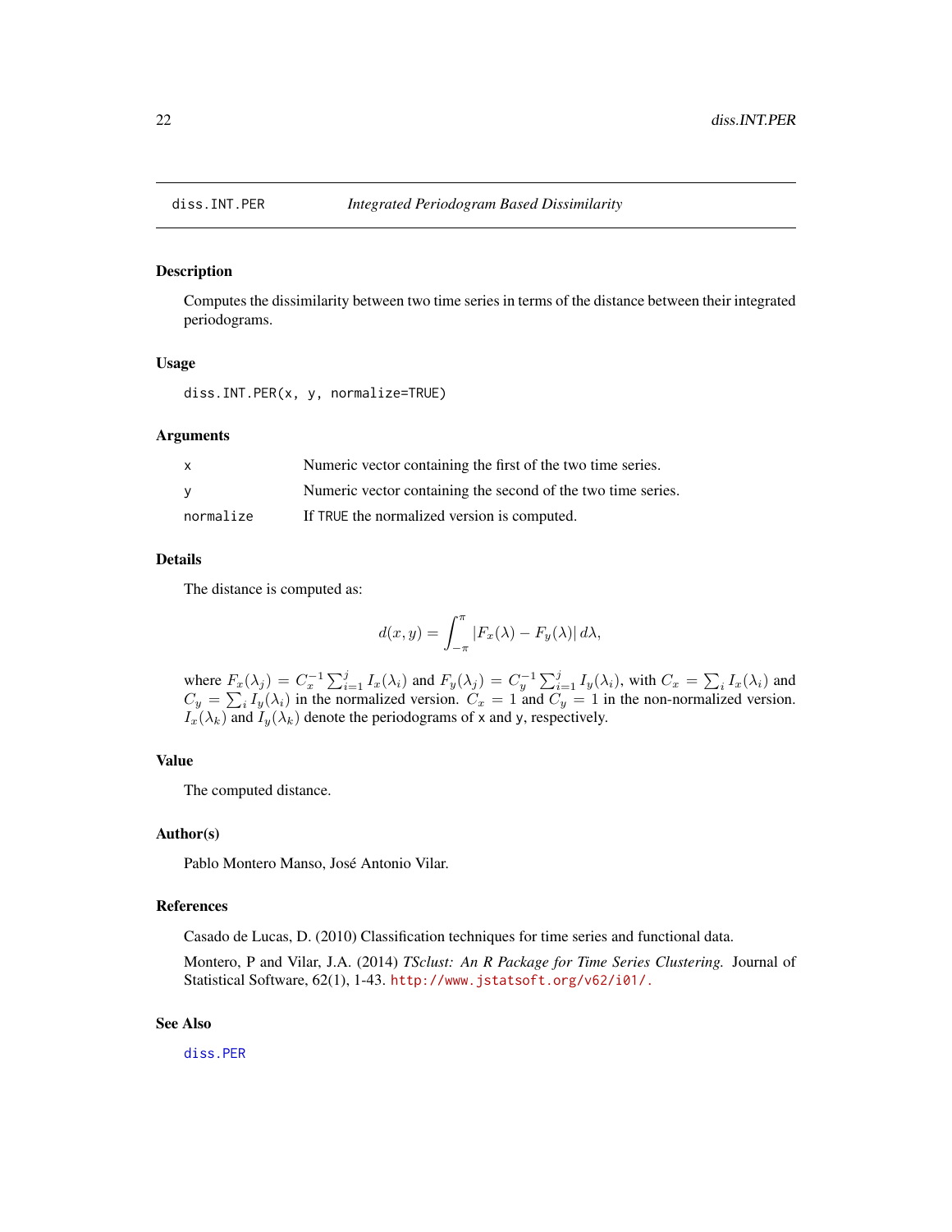## diss.INT.PER — *Integrated Periodogram Based Dissimilarity*

### Description

Computes the dissimilarity between two time series in terms of the distance between their integrated periodograms.

### Usage

```
diss.INT.PER(x, y, normalize=TRUE)
```

### Arguments

| | |
|---|---|
| `x` | Numeric vector containing the first of the two time series. |
| `y` | Numeric vector containing the second of the two time series. |
| `normalize` | If `TRUE` the normalized version is computed. |

### Details

The distance is computed as:

$$d(x, y) = \int_{-\pi}^{\pi} |F_x(\lambda) - F_y(\lambda)| \, d\lambda,$$

where $F_x(\lambda_j) = C_x^{-1} \sum_{i=1}^{j} I_x(\lambda_i)$ and $F_y(\lambda_j) = C_y^{-1} \sum_{i=1}^{j} I_y(\lambda_i)$, with $C_x = \sum_i I_x(\lambda_i)$ and $C_y = \sum_i I_y(\lambda_i)$ in the normalized version. $C_x = 1$ and $C_y = 1$ in the non-normalized version. $I_x(\lambda_k)$ and $I_y(\lambda_k)$ denote the periodograms of `x` and `y`, respectively.

### Value

The computed distance.

### Author(s)

Pablo Montero Manso, José Antonio Vilar.

### References

Casado de Lucas, D. (2010) Classification techniques for time series and functional data.

Montero, P and Vilar, J.A. (2014) *TSclust: An R Package for Time Series Clustering.* Journal of Statistical Software, 62(1), 1-43. http://www.jstatsoft.org/v62/i01/.

### See Also

`diss.PER`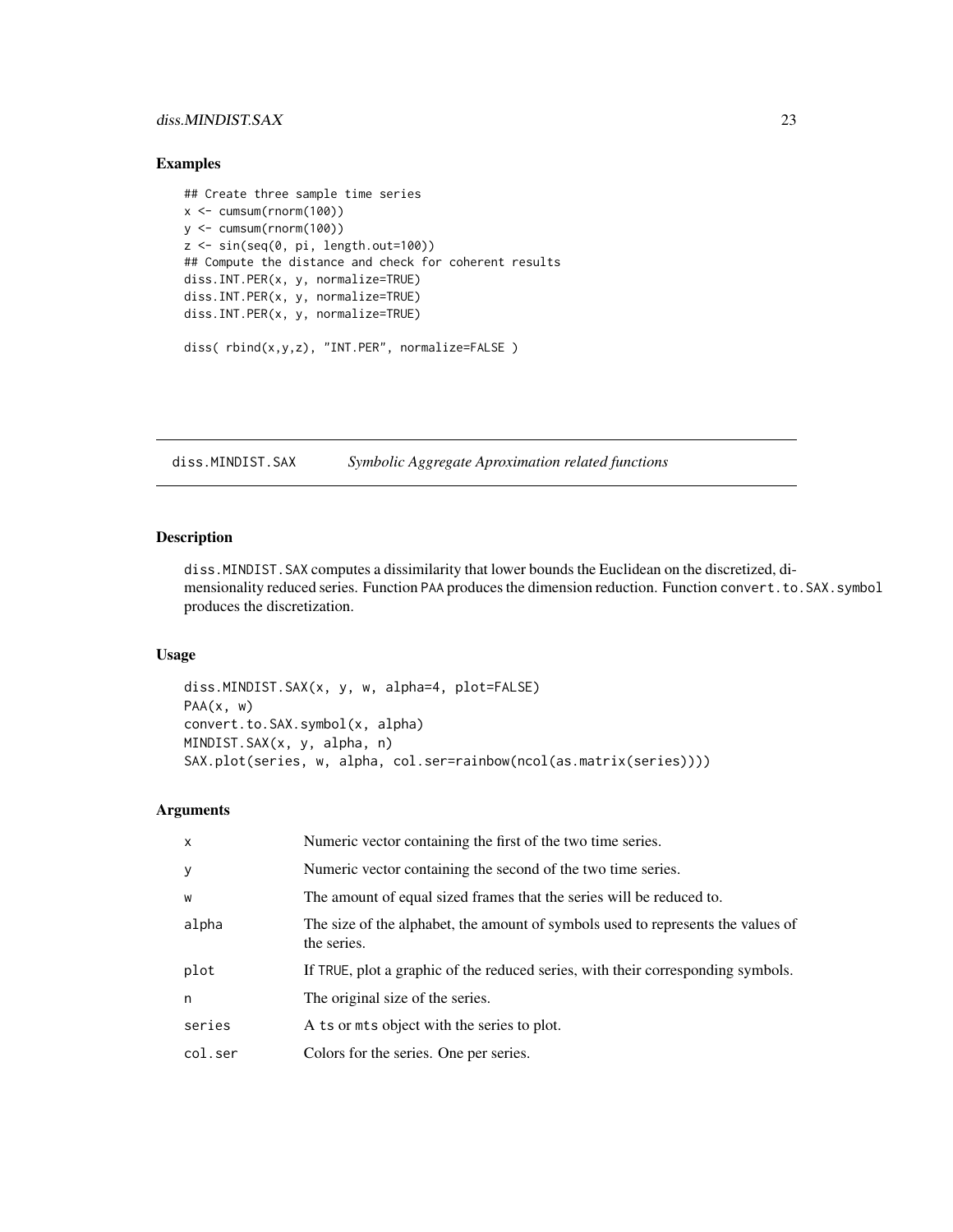## Examples

```
## Create three sample time series
x <- cumsum(rnorm(100))
y <- cumsum(rnorm(100))
z <- sin(seq(0, pi, length.out=100))
## Compute the distance and check for coherent results
diss.INT.PER(x, y, normalize=TRUE)
diss.INT.PER(x, y, normalize=TRUE)
diss.INT.PER(x, y, normalize=TRUE)

diss( rbind(x,y,z), "INT.PER", normalize=FALSE )
```

---

# diss.MINDIST.SAX — *Symbolic Aggregate Aproximation related functions*

---

## Description

`diss.MINDIST.SAX` computes a dissimilarity that lower bounds the Euclidean on the discretized, dimensionality reduced series. Function `PAA` produces the dimension reduction. Function `convert.to.SAX.symbol` produces the discretization.

## Usage

```
diss.MINDIST.SAX(x, y, w, alpha=4, plot=FALSE)
PAA(x, w)
convert.to.SAX.symbol(x, alpha)
MINDIST.SAX(x, y, alpha, n)
SAX.plot(series, w, alpha, col.ser=rainbow(ncol(as.matrix(series))))
```

## Arguments

| | |
|---|---|
| `x` | Numeric vector containing the first of the two time series. |
| `y` | Numeric vector containing the second of the two time series. |
| `w` | The amount of equal sized frames that the series will be reduced to. |
| `alpha` | The size of the alphabet, the amount of symbols used to represents the values of the series. |
| `plot` | If `TRUE`, plot a graphic of the reduced series, with their corresponding symbols. |
| `n` | The original size of the series. |
| `series` | A `ts` or `mts` object with the series to plot. |
| `col.ser` | Colors for the series. One per series. |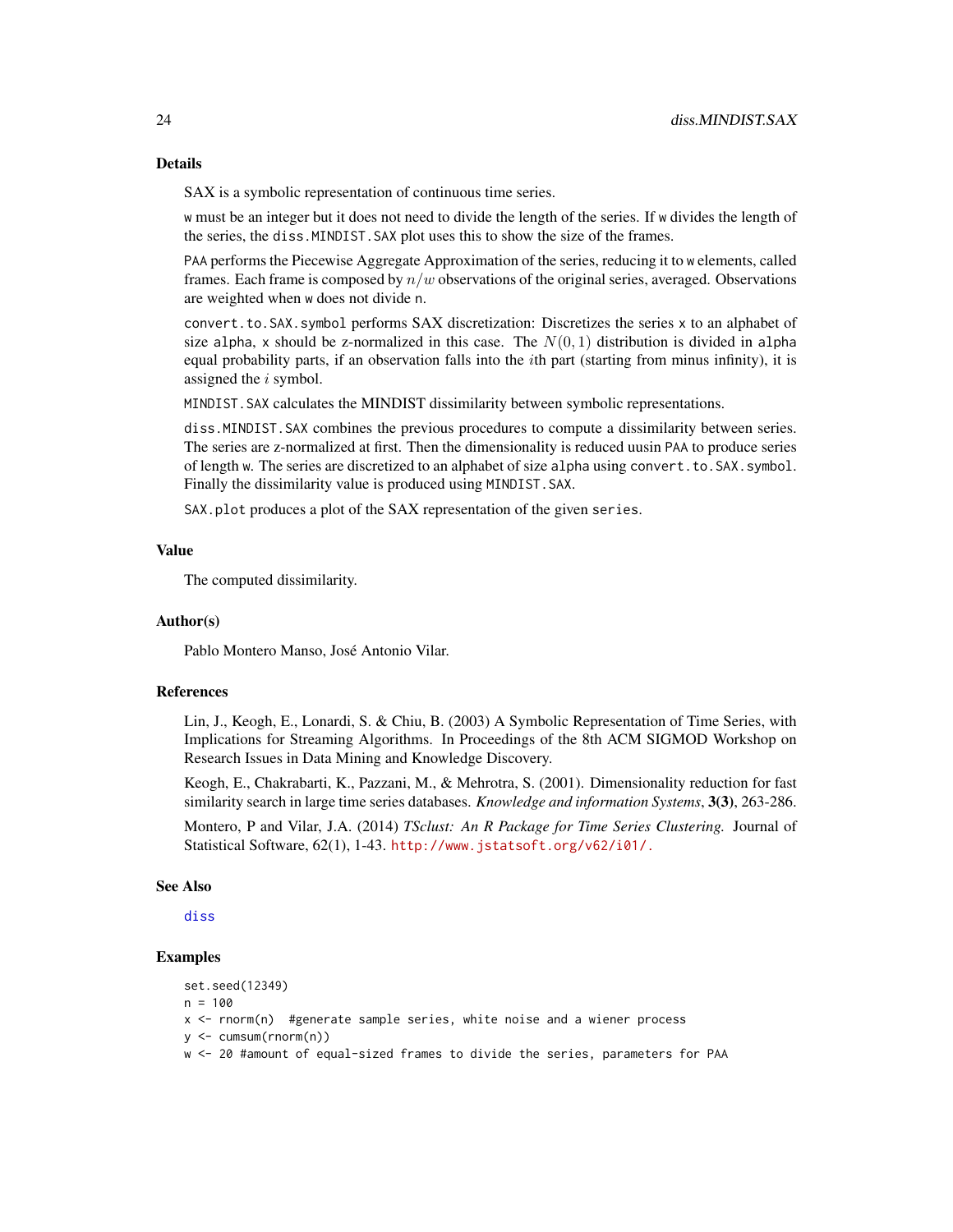## Details

SAX is a symbolic representation of continuous time series.

`w` must be an integer but it does not need to divide the length of the series. If `w` divides the length of the series, the `diss.MINDIST.SAX` plot uses this to show the size of the frames.

`PAA` performs the Piecewise Aggregate Approximation of the series, reducing it to `w` elements, called frames. Each frame is composed by $n/w$ observations of the original series, averaged. Observations are weighted when `w` does not divide `n`.

`convert.to.SAX.symbol` performs SAX discretization: Discretizes the series `x` to an alphabet of size `alpha`, `x` should be z-normalized in this case. The $N(0, 1)$ distribution is divided in `alpha` equal probability parts, if an observation falls into the $i$th part (starting from minus infinity), it is assigned the $i$ symbol.

`MINDIST.SAX` calculates the MINDIST dissimilarity between symbolic representations.

`diss.MINDIST.SAX` combines the previous procedures to compute a dissimilarity between series. The series are z-normalized at first. Then the dimensionality is reduced uusin `PAA` to produce series of length `w`. The series are discretized to an alphabet of size `alpha` using `convert.to.SAX.symbol`. Finally the dissimilarity value is produced using `MINDIST.SAX`.

`SAX.plot` produces a plot of the SAX representation of the given `series`.

## Value

The computed dissimilarity.

## Author(s)

Pablo Montero Manso, José Antonio Vilar.

## References

Lin, J., Keogh, E., Lonardi, S. & Chiu, B. (2003) A Symbolic Representation of Time Series, with Implications for Streaming Algorithms. In Proceedings of the 8th ACM SIGMOD Workshop on Research Issues in Data Mining and Knowledge Discovery.

Keogh, E., Chakrabarti, K., Pazzani, M., & Mehrotra, S. (2001). Dimensionality reduction for fast similarity search in large time series databases. *Knowledge and information Systems*, **3(3)**, 263-286.

Montero, P and Vilar, J.A. (2014) *TSclust: An R Package for Time Series Clustering.* Journal of Statistical Software, 62(1), 1-43. http://www.jstatsoft.org/v62/i01/.

## See Also

diss

## Examples

```
set.seed(12349)
n = 100
x <- rnorm(n)  #generate sample series, white noise and a wiener process
y <- cumsum(rnorm(n))
w <- 20 #amount of equal-sized frames to divide the series, parameters for PAA
```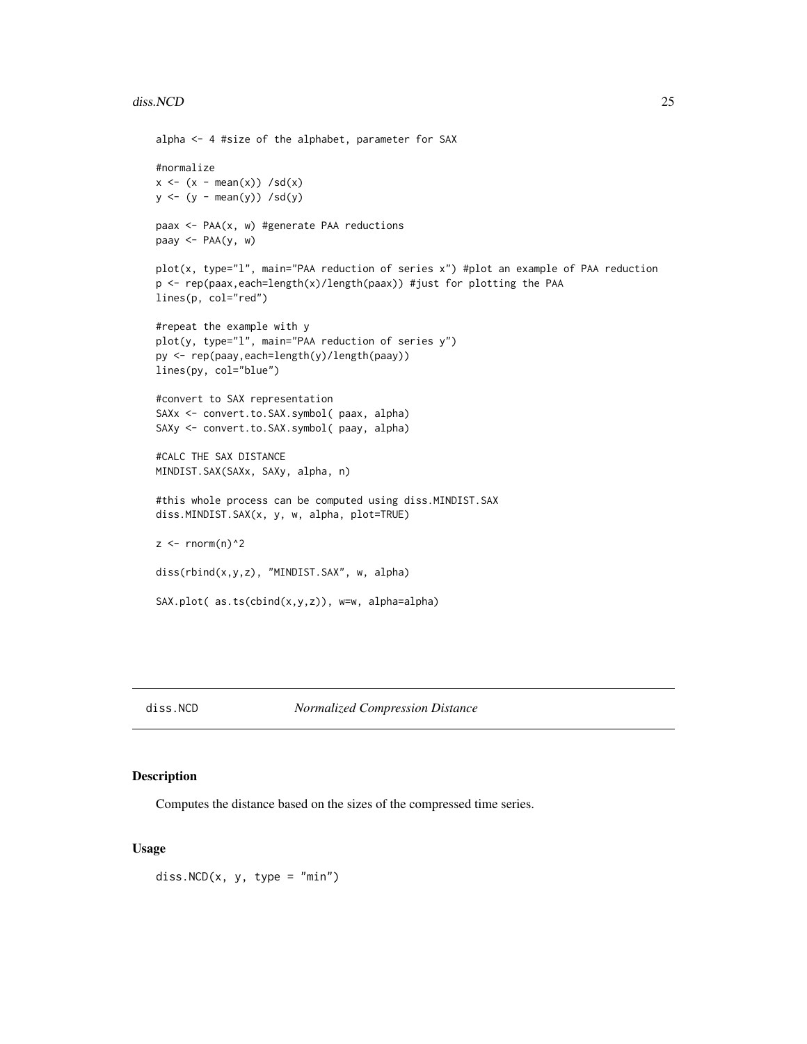```
alpha <- 4 #size of the alphabet, parameter for SAX

#normalize
x <- (x - mean(x)) /sd(x)
y <- (y - mean(y)) /sd(y)

paax <- PAA(x, w) #generate PAA reductions
paay <- PAA(y, w)

plot(x, type="l", main="PAA reduction of series x") #plot an example of PAA reduction
p <- rep(paax,each=length(x)/length(paax)) #just for plotting the PAA
lines(p, col="red")

#repeat the example with y
plot(y, type="l", main="PAA reduction of series y")
py <- rep(paay,each=length(y)/length(paay))
lines(py, col="blue")

#convert to SAX representation
SAXx <- convert.to.SAX.symbol( paax, alpha)
SAXy <- convert.to.SAX.symbol( paay, alpha)

#CALC THE SAX DISTANCE
MINDIST.SAX(SAXx, SAXy, alpha, n)

#this whole process can be computed using diss.MINDIST.SAX
diss.MINDIST.SAX(x, y, w, alpha, plot=TRUE)

z <- rnorm(n)^2

diss(rbind(x,y,z), "MINDIST.SAX", w, alpha)

SAX.plot( as.ts(cbind(x,y,z)), w=w, alpha=alpha)
```

## diss.NCD *Normalized Compression Distance*

### Description

Computes the distance based on the sizes of the compressed time series.

### Usage

```
diss.NCD(x, y, type = "min")
```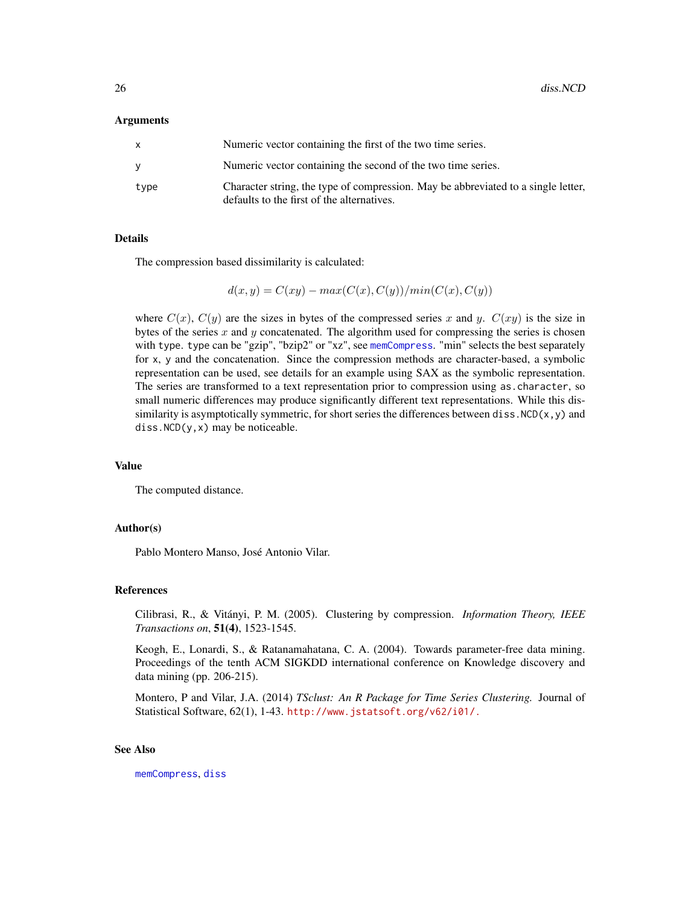## Arguments

| | |
|---|---|
| x | Numeric vector containing the first of the two time series. |
| y | Numeric vector containing the second of the two time series. |
| type | Character string, the type of compression. May be abbreviated to a single letter, defaults to the first of the alternatives. |

## Details

The compression based dissimilarity is calculated:

$$d(x, y) = C(xy) - max(C(x), C(y))/min(C(x), C(y))$$

where $C(x)$, $C(y)$ are the sizes in bytes of the compressed series $x$ and $y$. $C(xy)$ is the size in bytes of the series $x$ and $y$ concatenated. The algorithm used for compressing the series is chosen with `type`. `type` can be "gzip", "bzip2" or "xz", see `memCompress`. "min" selects the best separately for `x`, `y` and the concatenation. Since the compression methods are character-based, a symbolic representation can be used, see details for an example using SAX as the symbolic representation. The series are transformed to a text representation prior to compression using `as.character`, so small numeric differences may produce significantly different text representations. While this dissimilarity is asymptotically symmetric, for short series the differences between `diss.NCD(x,y)` and `diss.NCD(y,x)` may be noticeable.

## Value

The computed distance.

## Author(s)

Pablo Montero Manso, José Antonio Vilar.

## References

Cilibrasi, R., & Vitányi, P. M. (2005). Clustering by compression. *Information Theory, IEEE Transactions on*, **51(4)**, 1523-1545.

Keogh, E., Lonardi, S., & Ratanamahatana, C. A. (2004). Towards parameter-free data mining. Proceedings of the tenth ACM SIGKDD international conference on Knowledge discovery and data mining (pp. 206-215).

Montero, P and Vilar, J.A. (2014) *TSclust: An R Package for Time Series Clustering.* Journal of Statistical Software, 62(1), 1-43. http://www.jstatsoft.org/v62/i01/.

## See Also

`memCompress`, `diss`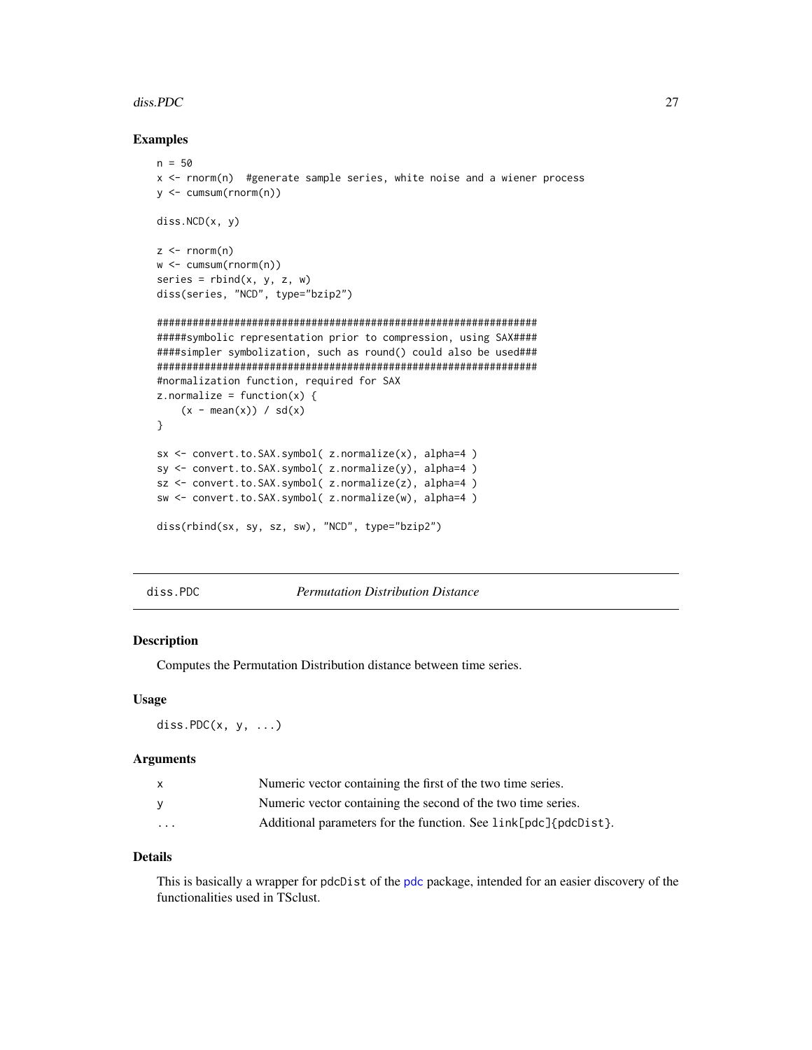### Examples

```
n = 50
x <- rnorm(n)  #generate sample series, white noise and a wiener process
y <- cumsum(rnorm(n))

diss.NCD(x, y)

z <- rnorm(n)
w <- cumsum(rnorm(n))
series = rbind(x, y, z, w)
diss(series, "NCD", type="bzip2")

################################################################
#####symbolic representation prior to compression, using SAX####
####simpler symbolization, such as round() could also be used###
################################################################
#normalization function, required for SAX
z.normalize = function(x) {
    (x - mean(x)) / sd(x)
}

sx <- convert.to.SAX.symbol( z.normalize(x), alpha=4 )
sy <- convert.to.SAX.symbol( z.normalize(y), alpha=4 )
sz <- convert.to.SAX.symbol( z.normalize(z), alpha=4 )
sw <- convert.to.SAX.symbol( z.normalize(w), alpha=4 )

diss(rbind(sx, sy, sz, sw), "NCD", type="bzip2")
```

---

## diss.PDC *Permutation Distribution Distance*

### Description

Computes the Permutation Distribution distance between time series.

### Usage

```
diss.PDC(x, y, ...)
```

### Arguments

| | |
|---|---|
| x | Numeric vector containing the first of the two time series. |
| y | Numeric vector containing the second of the two time series. |
| ... | Additional parameters for the function. See link[pdc]{pdcDist}. |

### Details

This is basically a wrapper for pdcDist of the pdc package, intended for an easier discovery of the functionalities used in TSclust.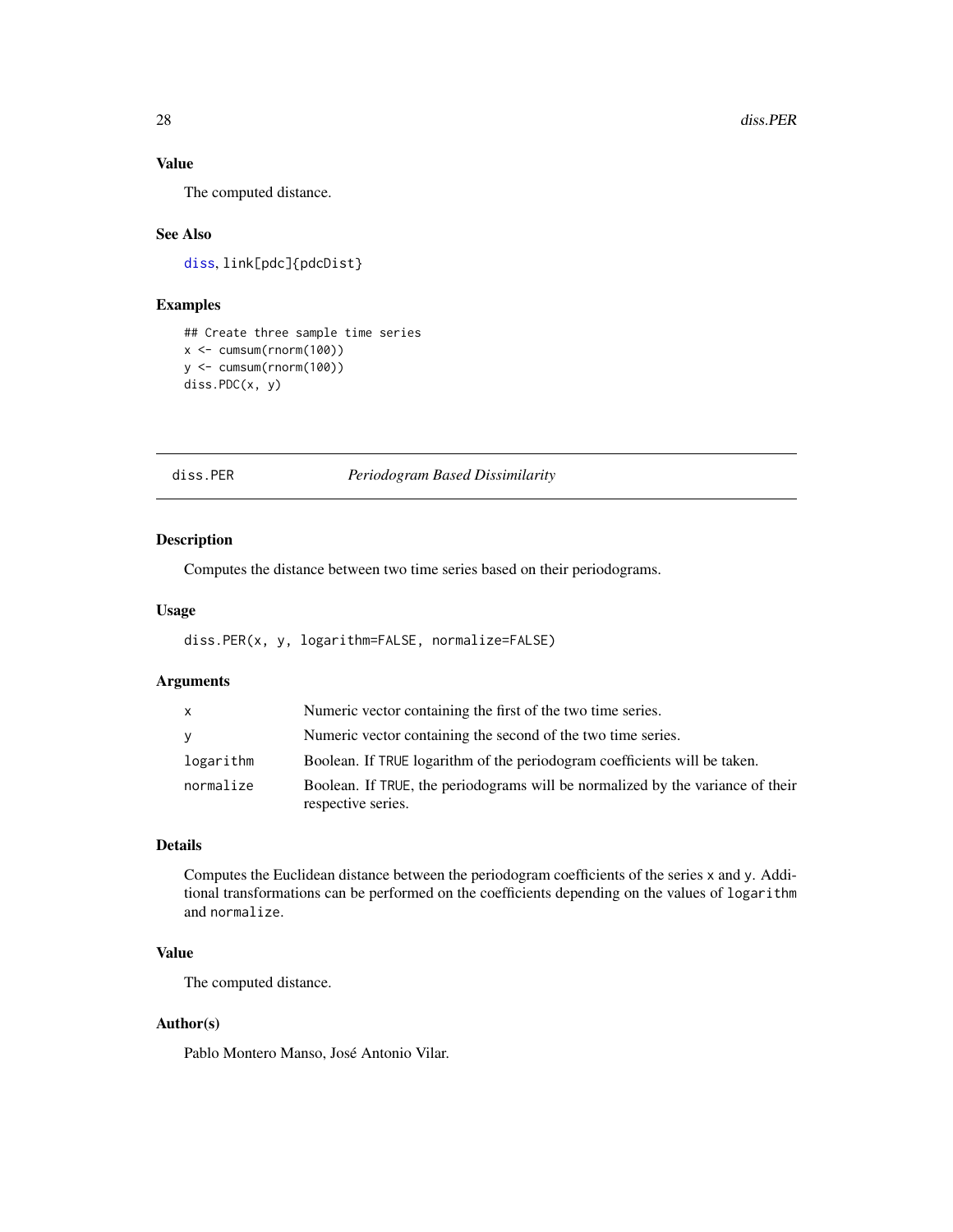### Value

The computed distance.

### See Also

diss, link[pdc]{pdcDist}

### Examples

```
## Create three sample time series
x <- cumsum(rnorm(100))
y <- cumsum(rnorm(100))
diss.PDC(x, y)
```

---

## diss.PER — *Periodogram Based Dissimilarity*

### Description

Computes the distance between two time series based on their periodograms.

### Usage

```
diss.PER(x, y, logarithm=FALSE, normalize=FALSE)
```

### Arguments

| | |
|---|---|
| x | Numeric vector containing the first of the two time series. |
| y | Numeric vector containing the second of the two time series. |
| logarithm | Boolean. If TRUE logarithm of the periodogram coefficients will be taken. |
| normalize | Boolean. If TRUE, the periodograms will be normalized by the variance of their respective series. |

### Details

Computes the Euclidean distance between the periodogram coefficients of the series x and y. Additional transformations can be performed on the coefficients depending on the values of logarithm and normalize.

### Value

The computed distance.

### Author(s)

Pablo Montero Manso, José Antonio Vilar.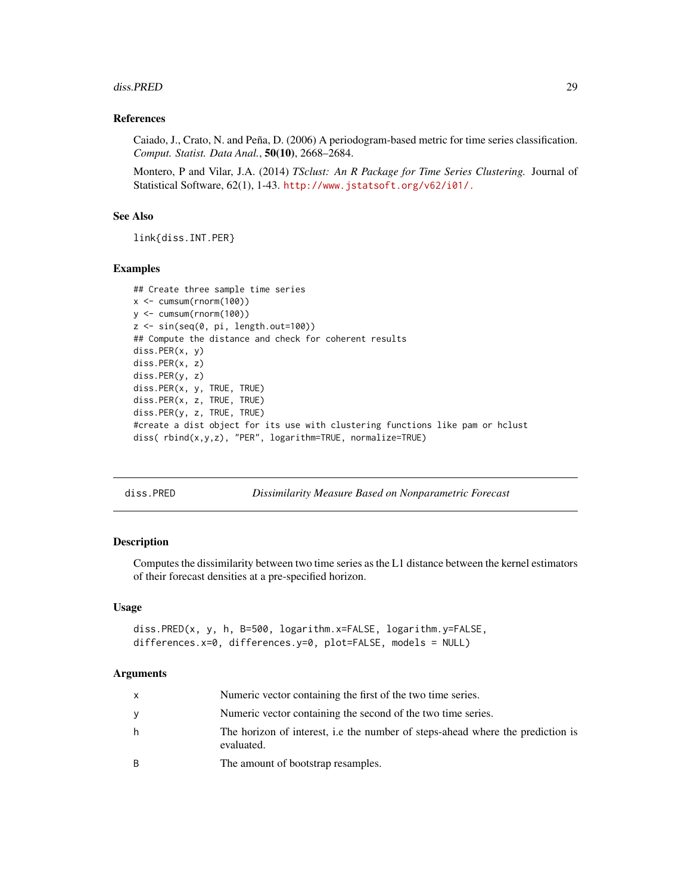### References

Caiado, J., Crato, N. and Peña, D. (2006) A periodogram-based metric for time series classification. *Comput. Statist. Data Anal.*, **50(10)**, 2668–2684.

Montero, P and Vilar, J.A. (2014) *TSclust: An R Package for Time Series Clustering.* Journal of Statistical Software, 62(1), 1-43. http://www.jstatsoft.org/v62/i01/.

### See Also

link{diss.INT.PER}

### Examples

```
## Create three sample time series
x <- cumsum(rnorm(100))
y <- cumsum(rnorm(100))
z <- sin(seq(0, pi, length.out=100))
## Compute the distance and check for coherent results
diss.PER(x, y)
diss.PER(x, z)
diss.PER(y, z)
diss.PER(x, y, TRUE, TRUE)
diss.PER(x, z, TRUE, TRUE)
diss.PER(y, z, TRUE, TRUE)
#create a dist object for its use with clustering functions like pam or hclust
diss( rbind(x,y,z), "PER", logarithm=TRUE, normalize=TRUE)
```

---

## diss.PRED — *Dissimilarity Measure Based on Nonparametric Forecast*

### Description

Computes the dissimilarity between two time series as the L1 distance between the kernel estimators of their forecast densities at a pre-specified horizon.

### Usage

```
diss.PRED(x, y, h, B=500, logarithm.x=FALSE, logarithm.y=FALSE,
differences.x=0, differences.y=0, plot=FALSE, models = NULL)
```

### Arguments

| | |
|---|---|
| x | Numeric vector containing the first of the two time series. |
| y | Numeric vector containing the second of the two time series. |
| h | The horizon of interest, i.e the number of steps-ahead where the prediction is evaluated. |
| B | The amount of bootstrap resamples. |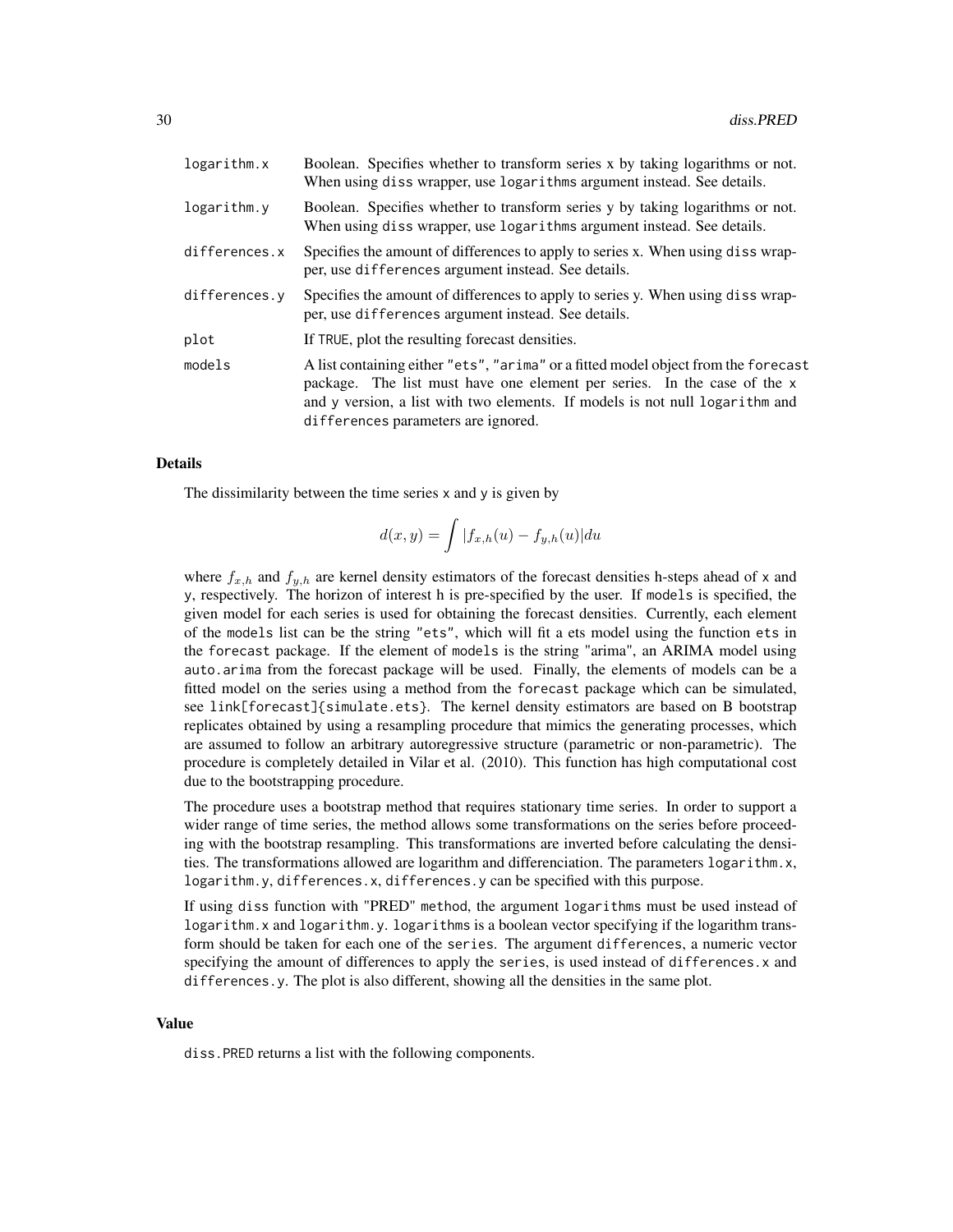| | |
|---|---|
| logarithm.x | Boolean. Specifies whether to transform series x by taking logarithms or not. When using diss wrapper, use logarithms argument instead. See details. |
| logarithm.y | Boolean. Specifies whether to transform series y by taking logarithms or not. When using diss wrapper, use logarithms argument instead. See details. |
| differences.x | Specifies the amount of differences to apply to series x. When using diss wrapper, use differences argument instead. See details. |
| differences.y | Specifies the amount of differences to apply to series y. When using diss wrapper, use differences argument instead. See details. |
| plot | If TRUE, plot the resulting forecast densities. |
| models | A list containing either "ets", "arima" or a fitted model object from the forecast package. The list must have one element per series. In the case of the x and y version, a list with two elements. If models is not null logarithm and differences parameters are ignored. |

### Details

The dissimilarity between the time series x and y is given by

$$d(x, y) = \int |f_{x,h}(u) - f_{y,h}(u)| du$$

where $f_{x,h}$ and $f_{y,h}$ are kernel density estimators of the forecast densities h-steps ahead of x and y, respectively. The horizon of interest h is pre-specified by the user. If models is specified, the given model for each series is used for obtaining the forecast densities. Currently, each element of the models list can be the string "ets", which will fit a ets model using the function ets in the forecast package. If the element of models is the string "arima", an ARIMA model using auto.arima from the forecast package will be used. Finally, the elements of models can be a fitted model on the series using a method from the forecast package which can be simulated, see link[forecast]{simulate.ets}. The kernel density estimators are based on B bootstrap replicates obtained by using a resampling procedure that mimics the generating processes, which are assumed to follow an arbitrary autoregressive structure (parametric or non-parametric). The procedure is completely detailed in Vilar et al. (2010). This function has high computational cost due to the bootstrapping procedure.

The procedure uses a bootstrap method that requires stationary time series. In order to support a wider range of time series, the method allows some transformations on the series before proceeding with the bootstrap resampling. This transformations are inverted before calculating the densities. The transformations allowed are logarithm and differenciation. The parameters logarithm.x, logarithm.y, differences.x, differences.y can be specified with this purpose.

If using diss function with "PRED" method, the argument logarithms must be used instead of logarithm.x and logarithm.y. logarithms is a boolean vector specifying if the logarithm transform should be taken for each one of the series. The argument differences, a numeric vector specifying the amount of differences to apply the series, is used instead of differences.x and differences.y. The plot is also different, showing all the densities in the same plot.

### Value

diss.PRED returns a list with the following components.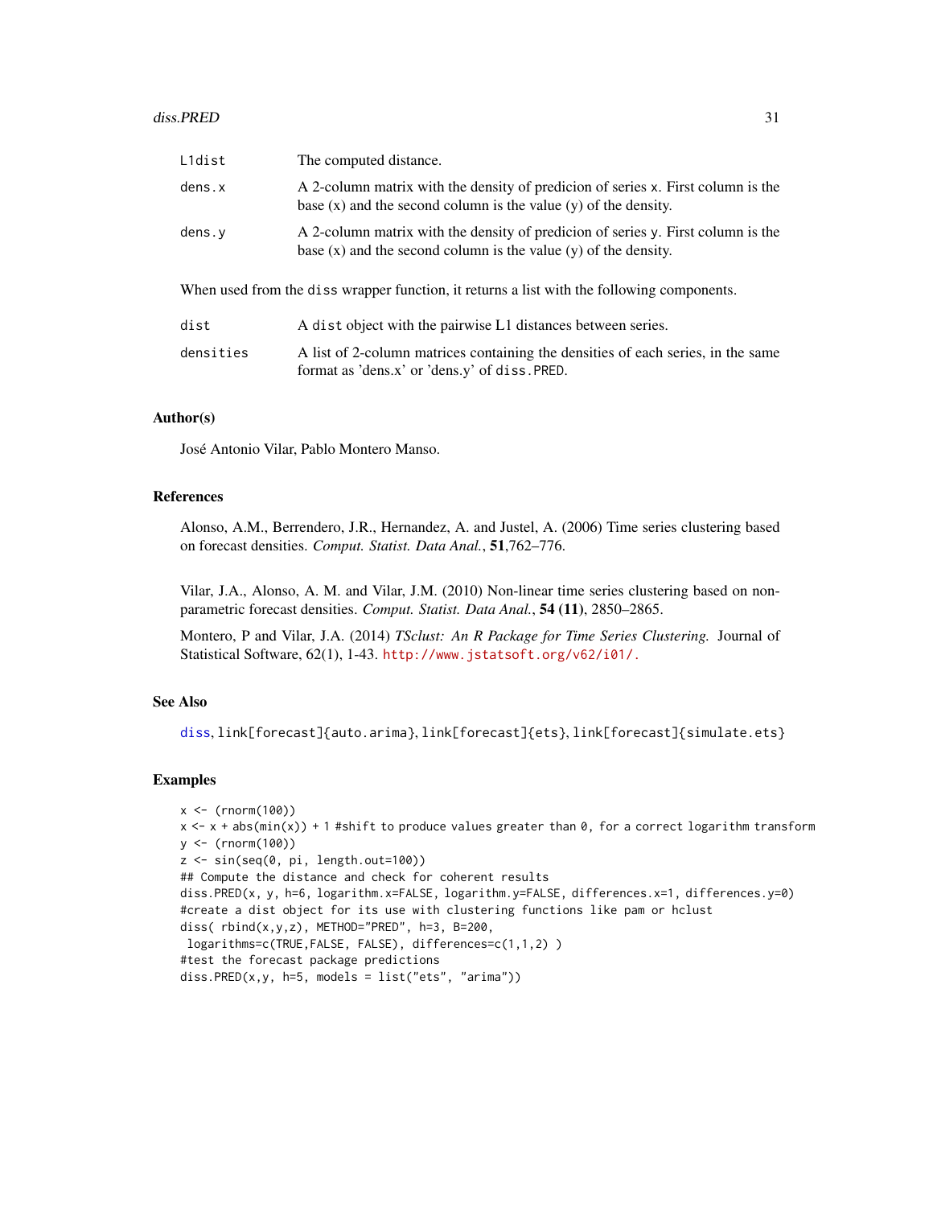| | |
|---|---|
| `L1dist` | The computed distance. |
| `dens.x` | A 2-column matrix with the density of predicion of series x. First column is the base (x) and the second column is the value (y) of the density. |
| `dens.y` | A 2-column matrix with the density of predicion of series y. First column is the base (x) and the second column is the value (y) of the density. |

When used from the `diss` wrapper function, it returns a list with the following components.

| | |
|---|---|
| `dist` | A `dist` object with the pairwise L1 distances between series. |
| `densities` | A list of 2-column matrices containing the densities of each series, in the same format as 'dens.x' or 'dens.y' of `diss.PRED`. |

### Author(s)

José Antonio Vilar, Pablo Montero Manso.

### References

Alonso, A.M., Berrendero, J.R., Hernandez, A. and Justel, A. (2006) Time series clustering based on forecast densities. *Comput. Statist. Data Anal.*, **51**,762–776.

Vilar, J.A., Alonso, A. M. and Vilar, J.M. (2010) Non-linear time series clustering based on non-parametric forecast densities. *Comput. Statist. Data Anal.*, **54 (11)**, 2850–2865.

Montero, P and Vilar, J.A. (2014) *TSclust: An R Package for Time Series Clustering.* Journal of Statistical Software, 62(1), 1-43. http://www.jstatsoft.org/v62/i01/.

### See Also

`diss`, `link[forecast]{auto.arima}`, `link[forecast]{ets}`, `link[forecast]{simulate.ets}`

### Examples

```
x <- (rnorm(100))
x <- x + abs(min(x)) + 1 #shift to produce values greater than 0, for a correct logarithm transform
y <- (rnorm(100))
z <- sin(seq(0, pi, length.out=100))
## Compute the distance and check for coherent results
diss.PRED(x, y, h=6, logarithm.x=FALSE, logarithm.y=FALSE, differences.x=1, differences.y=0)
#create a dist object for its use with clustering functions like pam or hclust
diss( rbind(x,y,z), METHOD="PRED", h=3, B=200,
 logarithms=c(TRUE,FALSE, FALSE), differences=c(1,1,2) )
#test the forecast package predictions
diss.PRED(x,y, h=5, models = list("ets", "arima"))
```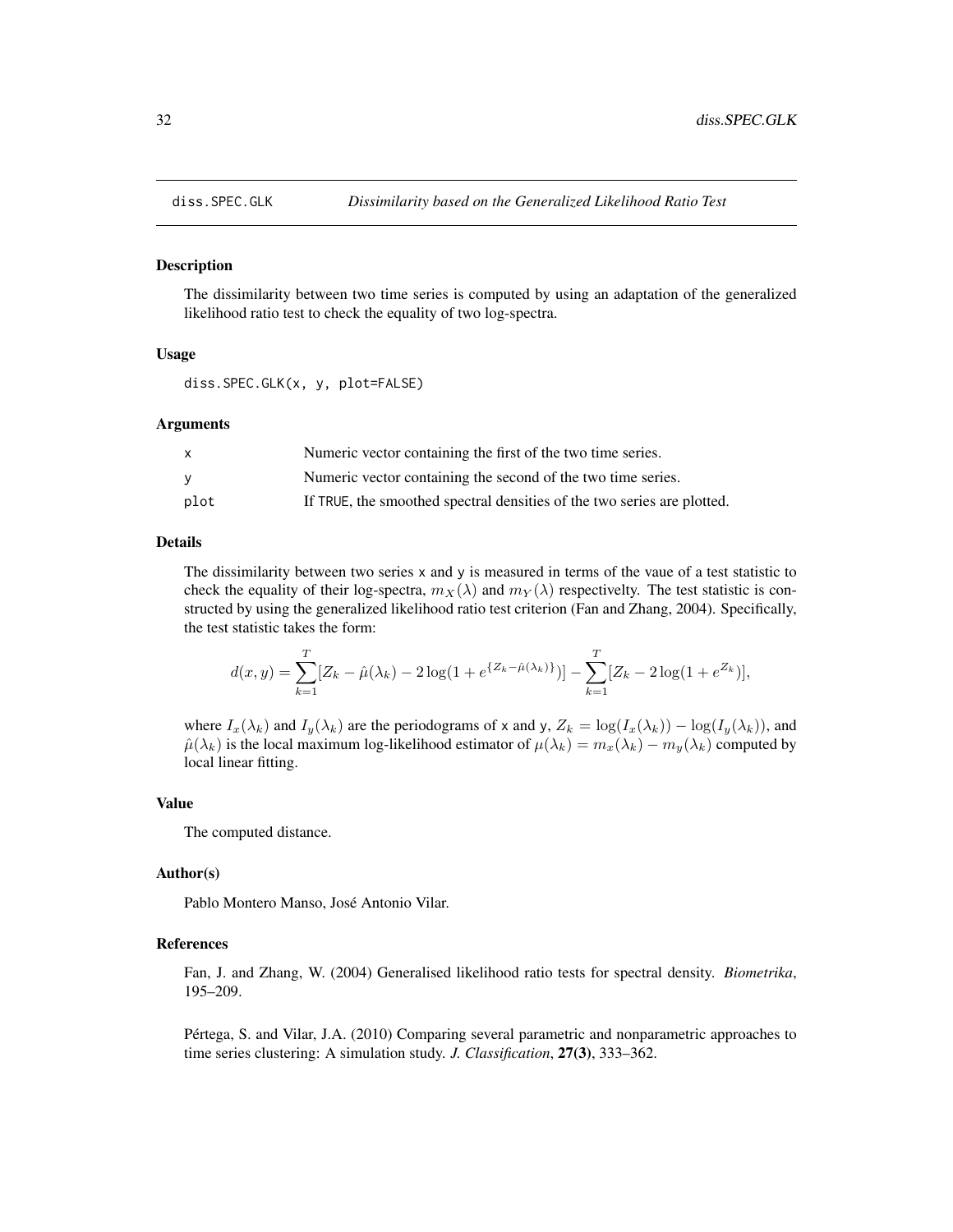## diss.SPEC.GLK — *Dissimilarity based on the Generalized Likelihood Ratio Test*

### Description

The dissimilarity between two time series is computed by using an adaptation of the generalized likelihood ratio test to check the equality of two log-spectra.

### Usage

```
diss.SPEC.GLK(x, y, plot=FALSE)
```

### Arguments

| | |
|---|---|
| x | Numeric vector containing the first of the two time series. |
| y | Numeric vector containing the second of the two time series. |
| plot | If TRUE, the smoothed spectral densities of the two series are plotted. |

### Details

The dissimilarity between two series x and y is measured in terms of the vaue of a test statistic to check the equality of their log-spectra, $m_X(\lambda)$ and $m_Y(\lambda)$ respectivelty. The test statistic is constructed by using the generalized likelihood ratio test criterion (Fan and Zhang, 2004). Specifically, the test statistic takes the form:

$$d(x, y) = \sum_{k=1}^{T} [Z_k - \hat{\mu}(\lambda_k) - 2\log(1 + e^{\{Z_k - \hat{\mu}(\lambda_k)\}})] - \sum_{k=1}^{T} [Z_k - 2\log(1 + e^{Z_k})],$$

where $I_x(\lambda_k)$ and $I_y(\lambda_k)$ are the periodograms of x and y, $Z_k = \log(I_x(\lambda_k)) - \log(I_y(\lambda_k))$, and $\hat{\mu}(\lambda_k)$ is the local maximum log-likelihood estimator of $\mu(\lambda_k) = m_x(\lambda_k) - m_y(\lambda_k)$ computed by local linear fitting.

### Value

The computed distance.

### Author(s)

Pablo Montero Manso, José Antonio Vilar.

### References

Fan, J. and Zhang, W. (2004) Generalised likelihood ratio tests for spectral density. *Biometrika*, 195–209.

Pértega, S. and Vilar, J.A. (2010) Comparing several parametric and nonparametric approaches to time series clustering: A simulation study. *J. Classification*, **27(3)**, 333–362.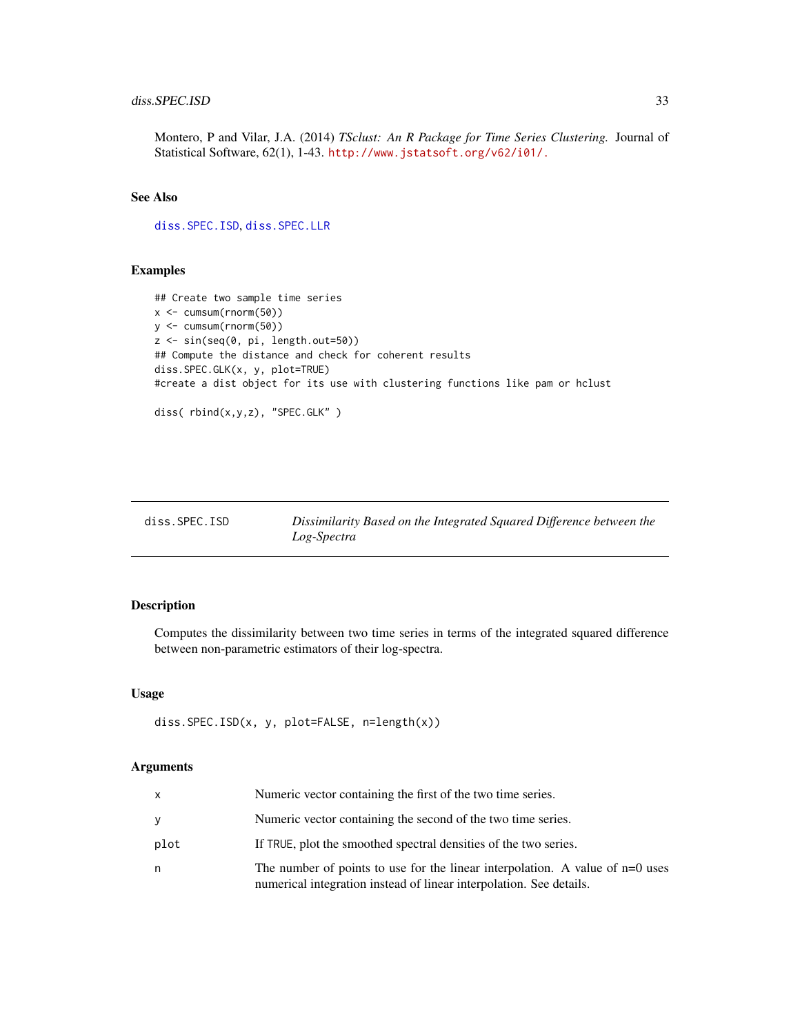Montero, P and Vilar, J.A. (2014) *TSclust: An R Package for Time Series Clustering.* Journal of Statistical Software, 62(1), 1-43. http://www.jstatsoft.org/v62/i01/.

### See Also

diss.SPEC.ISD, diss.SPEC.LLR

### Examples

```
## Create two sample time series
x <- cumsum(rnorm(50))
y <- cumsum(rnorm(50))
z <- sin(seq(0, pi, length.out=50))
## Compute the distance and check for coherent results
diss.SPEC.GLK(x, y, plot=TRUE)
#create a dist object for its use with clustering functions like pam or hclust

diss( rbind(x,y,z), "SPEC.GLK" )
```

---

## diss.SPEC.ISD — *Dissimilarity Based on the Integrated Squared Difference between the Log-Spectra*

### Description

Computes the dissimilarity between two time series in terms of the integrated squared difference between non-parametric estimators of their log-spectra.

### Usage

```
diss.SPEC.ISD(x, y, plot=FALSE, n=length(x))
```

### Arguments

| | |
|---|---|
| x | Numeric vector containing the first of the two time series. |
| y | Numeric vector containing the second of the two time series. |
| plot | If TRUE, plot the smoothed spectral densities of the two series. |
| n | The number of points to use for the linear interpolation. A value of n=0 uses numerical integration instead of linear interpolation. See details. |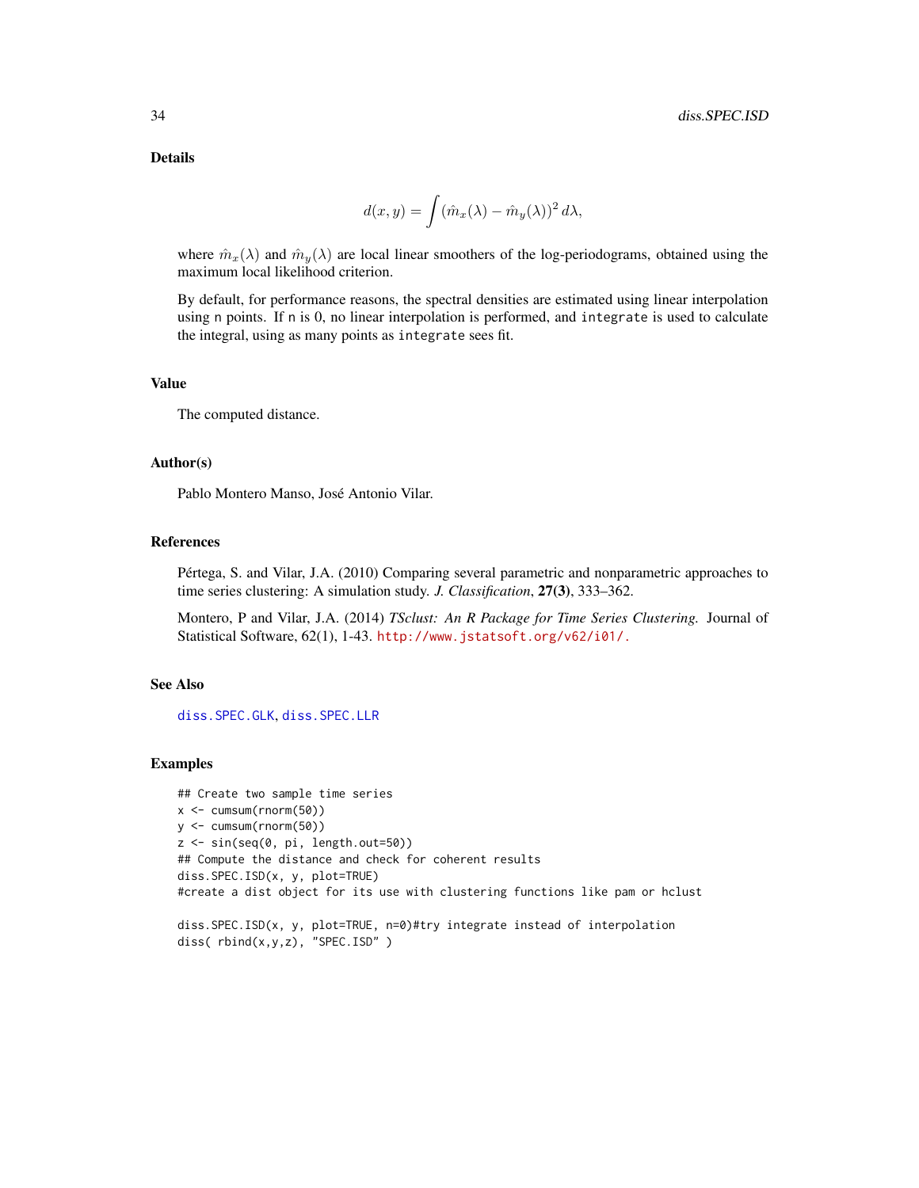## Details

$$d(x,y) = \int (\hat{m}_x(\lambda) - \hat{m}_y(\lambda))^2 \, d\lambda,$$

where $\hat{m}_x(\lambda)$ and $\hat{m}_y(\lambda)$ are local linear smoothers of the log-periodograms, obtained using the maximum local likelihood criterion.

By default, for performance reasons, the spectral densities are estimated using linear interpolation using `n` points. If `n` is 0, no linear interpolation is performed, and `integrate` is used to calculate the integral, using as many points as `integrate` sees fit.

## Value

The computed distance.

## Author(s)

Pablo Montero Manso, José Antonio Vilar.

## References

Pértega, S. and Vilar, J.A. (2010) Comparing several parametric and nonparametric approaches to time series clustering: A simulation study. *J. Classification*, **27(3)**, 333–362.

Montero, P and Vilar, J.A. (2014) *TSclust: An R Package for Time Series Clustering.* Journal of Statistical Software, 62(1), 1-43. http://www.jstatsoft.org/v62/i01/.

## See Also

`diss.SPEC.GLK`, `diss.SPEC.LLR`

## Examples

```
## Create two sample time series
x <- cumsum(rnorm(50))
y <- cumsum(rnorm(50))
z <- sin(seq(0, pi, length.out=50))
## Compute the distance and check for coherent results
diss.SPEC.ISD(x, y, plot=TRUE)
#create a dist object for its use with clustering functions like pam or hclust

diss.SPEC.ISD(x, y, plot=TRUE, n=0)#try integrate instead of interpolation
diss( rbind(x,y,z), "SPEC.ISD" )
```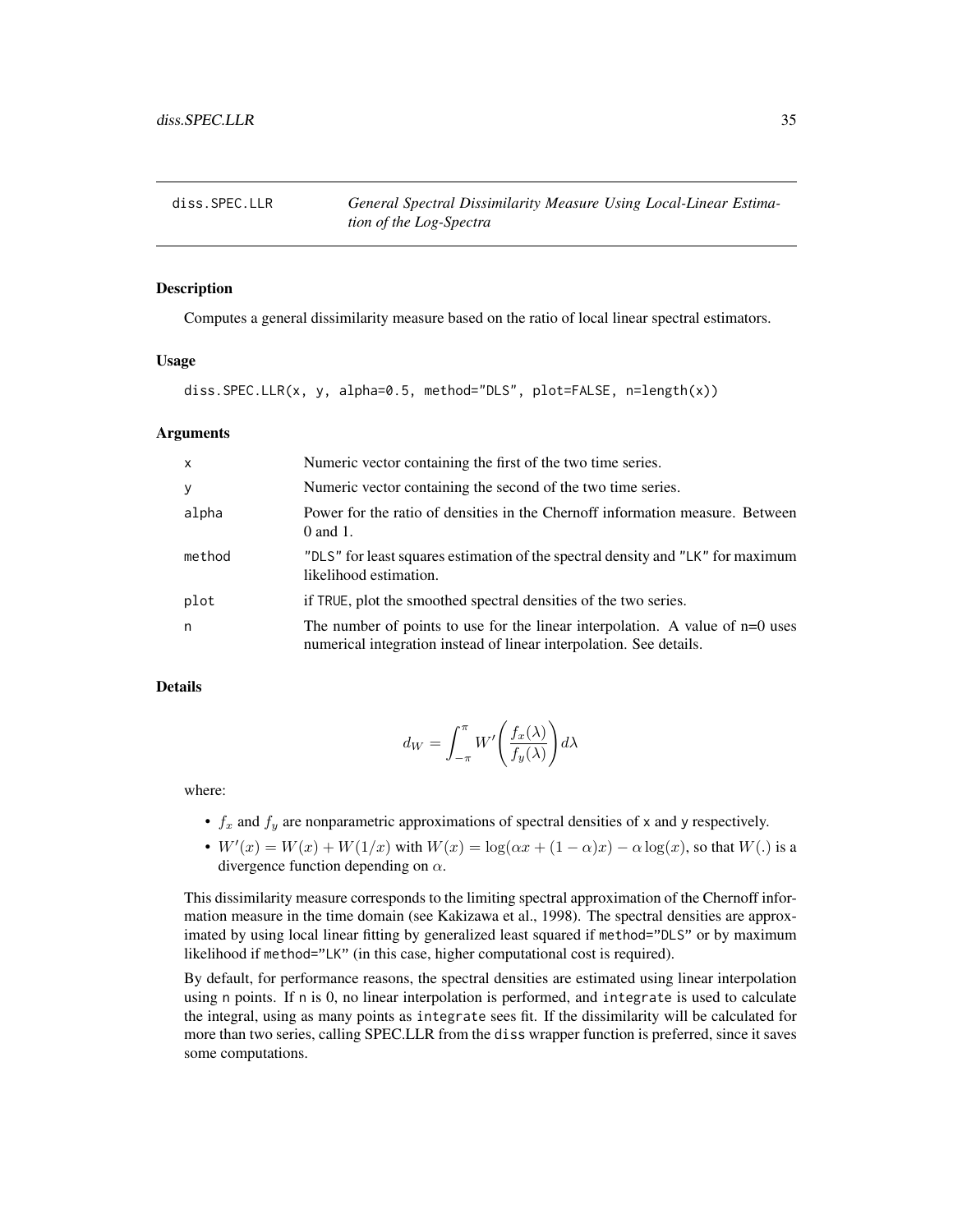# diss.SPEC.LLR — *General Spectral Dissimilarity Measure Using Local-Linear Estimation of the Log-Spectra*

## Description

Computes a general dissimilarity measure based on the ratio of local linear spectral estimators.

## Usage

```
diss.SPEC.LLR(x, y, alpha=0.5, method="DLS", plot=FALSE, n=length(x))
```

## Arguments

| | |
|---|---|
| x | Numeric vector containing the first of the two time series. |
| y | Numeric vector containing the second of the two time series. |
| alpha | Power for the ratio of densities in the Chernoff information measure. Between 0 and 1. |
| method | "DLS" for least squares estimation of the spectral density and "LK" for maximum likelihood estimation. |
| plot | if TRUE, plot the smoothed spectral densities of the two series. |
| n | The number of points to use for the linear interpolation. A value of n=0 uses numerical integration instead of linear interpolation. See details. |

## Details

$$d_W = \int_{-\pi}^{\pi} W'\left(\frac{f_x(\lambda)}{f_y(\lambda)}\right) d\lambda$$

where:

- $f_x$ and $f_y$ are nonparametric approximations of spectral densities of x and y respectively.
- $W'(x) = W(x) + W(1/x)$ with $W(x) = \log(\alpha x + (1-\alpha)x) - \alpha \log(x)$, so that $W(.)$ is a divergence function depending on $\alpha$.

This dissimilarity measure corresponds to the limiting spectral approximation of the Chernoff information measure in the time domain (see Kakizawa et al., 1998). The spectral densities are approximated by using local linear fitting by generalized least squared if method="DLS" or by maximum likelihood if method="LK" (in this case, higher computational cost is required).

By default, for performance reasons, the spectral densities are estimated using linear interpolation using n points. If n is 0, no linear interpolation is performed, and integrate is used to calculate the integral, using as many points as integrate sees fit. If the dissimilarity will be calculated for more than two series, calling SPEC.LLR from the diss wrapper function is preferred, since it saves some computations.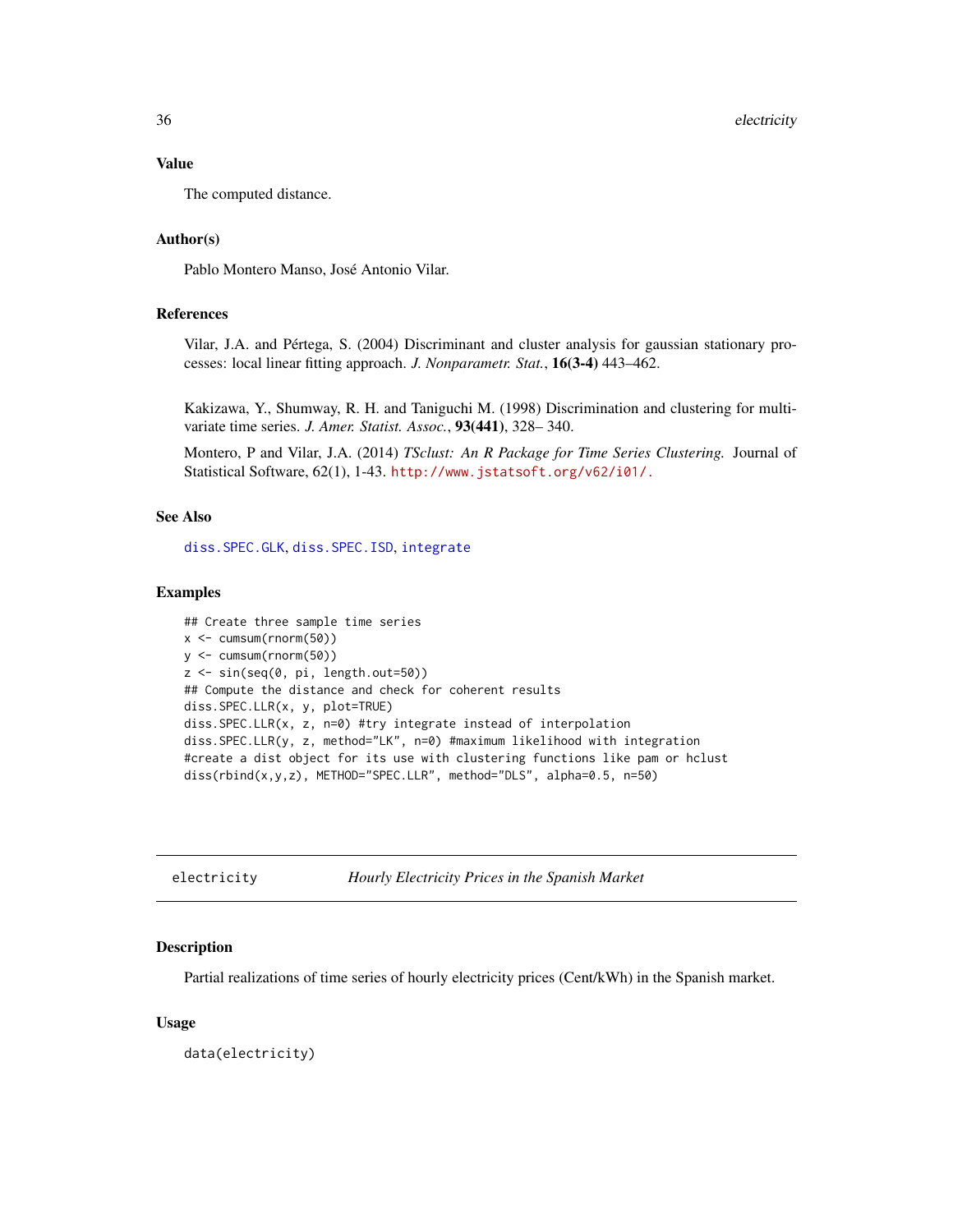### Value

The computed distance.

### Author(s)

Pablo Montero Manso, José Antonio Vilar.

### References

Vilar, J.A. and Pértega, S. (2004) Discriminant and cluster analysis for gaussian stationary processes: local linear fitting approach. *J. Nonparametr. Stat.*, **16(3-4)** 443–462.

Kakizawa, Y., Shumway, R. H. and Taniguchi M. (1998) Discrimination and clustering for multivariate time series. *J. Amer. Statist. Assoc.*, **93(441)**, 328– 340.

Montero, P and Vilar, J.A. (2014) *TSclust: An R Package for Time Series Clustering.* Journal of Statistical Software, 62(1), 1-43. http://www.jstatsoft.org/v62/i01/.

### See Also

diss.SPEC.GLK, diss.SPEC.ISD, integrate

### Examples

```
## Create three sample time series
x <- cumsum(rnorm(50))
y <- cumsum(rnorm(50))
z <- sin(seq(0, pi, length.out=50))
## Compute the distance and check for coherent results
diss.SPEC.LLR(x, y, plot=TRUE)
diss.SPEC.LLR(x, z, n=0) #try integrate instead of interpolation
diss.SPEC.LLR(y, z, method="LK", n=0) #maximum likelihood with integration
#create a dist object for its use with clustering functions like pam or hclust
diss(rbind(x,y,z), METHOD="SPEC.LLR", method="DLS", alpha=0.5, n=50)
```

---

## electricity — *Hourly Electricity Prices in the Spanish Market*

### Description

Partial realizations of time series of hourly electricity prices (Cent/kWh) in the Spanish market.

### Usage

```
data(electricity)
```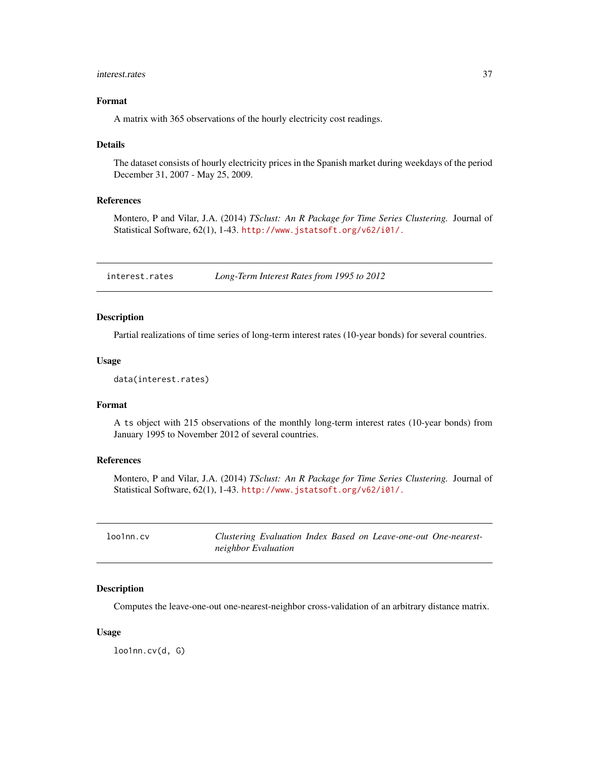### Format

A matrix with 365 observations of the hourly electricity cost readings.

### Details

The dataset consists of hourly electricity prices in the Spanish market during weekdays of the period December 31, 2007 - May 25, 2009.

### References

Montero, P and Vilar, J.A. (2014) *TSclust: An R Package for Time Series Clustering.* Journal of Statistical Software, 62(1), 1-43. http://www.jstatsoft.org/v62/i01/.

---

## interest.rates — *Long-Term Interest Rates from 1995 to 2012*

### Description

Partial realizations of time series of long-term interest rates (10-year bonds) for several countries.

### Usage

```
data(interest.rates)
```

### Format

A `ts` object with 215 observations of the monthly long-term interest rates (10-year bonds) from January 1995 to November 2012 of several countries.

### References

Montero, P and Vilar, J.A. (2014) *TSclust: An R Package for Time Series Clustering.* Journal of Statistical Software, 62(1), 1-43. http://www.jstatsoft.org/v62/i01/.

---

## loo1nn.cv — *Clustering Evaluation Index Based on Leave-one-out One-nearest-neighbor Evaluation*

### Description

Computes the leave-one-out one-nearest-neighbor cross-validation of an arbitrary distance matrix.

### Usage

```
loo1nn.cv(d, G)
```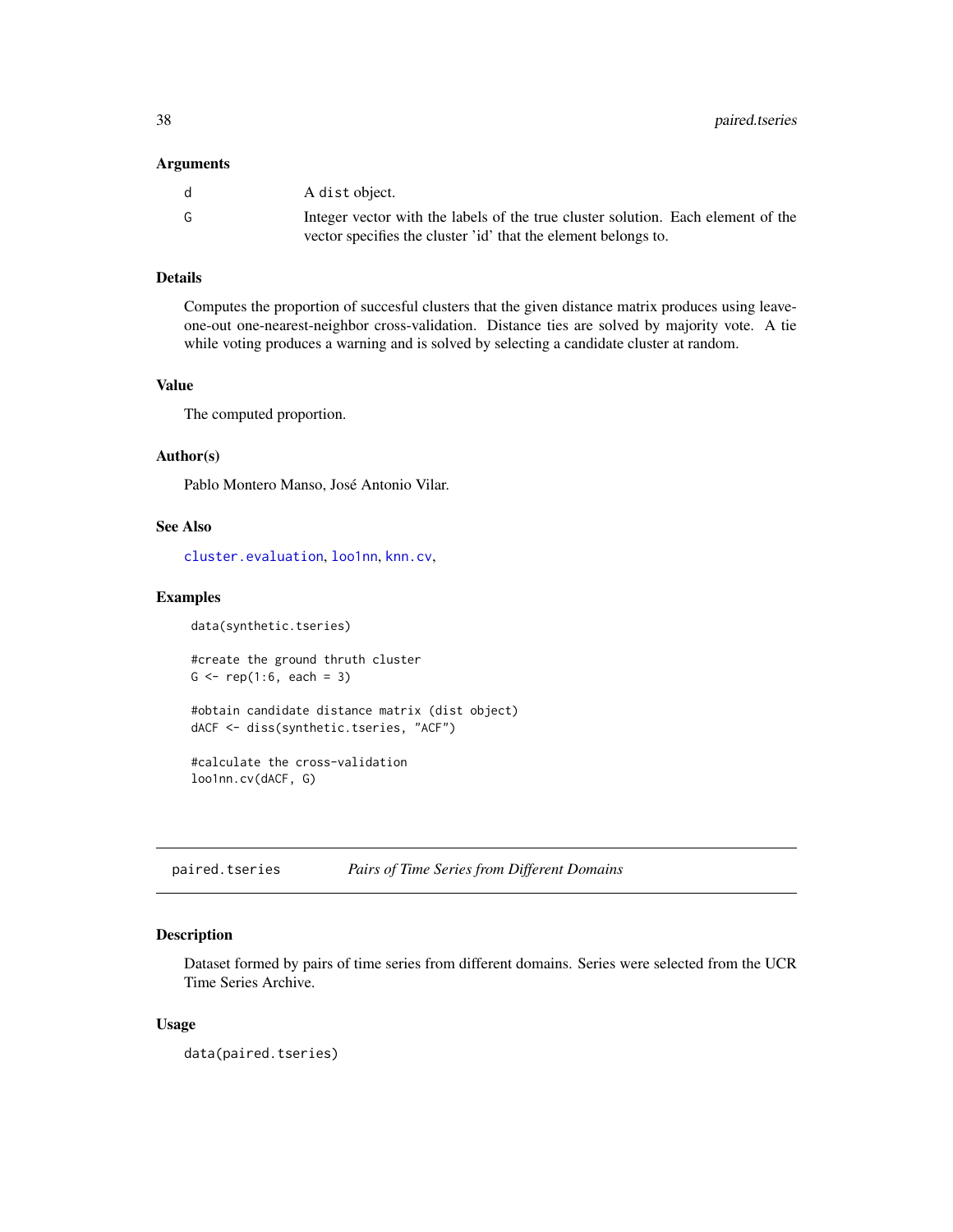### Arguments

| | |
|---|---|
| d | A dist object. |
| G | Integer vector with the labels of the true cluster solution. Each element of the vector specifies the cluster 'id' that the element belongs to. |

### Details

Computes the proportion of succesful clusters that the given distance matrix produces using leave-one-out one-nearest-neighbor cross-validation. Distance ties are solved by majority vote. A tie while voting produces a warning and is solved by selecting a candidate cluster at random.

### Value

The computed proportion.

### Author(s)

Pablo Montero Manso, José Antonio Vilar.

### See Also

cluster.evaluation, loo1nn, knn.cv,

### Examples

```
data(synthetic.tseries)

#create the ground thruth cluster
G <- rep(1:6, each = 3)

#obtain candidate distance matrix (dist object)
dACF <- diss(synthetic.tseries, "ACF")

#calculate the cross-validation
loo1nn.cv(dACF, G)
```

---

## paired.tseries *Pairs of Time Series from Different Domains*

### Description

Dataset formed by pairs of time series from different domains. Series were selected from the UCR Time Series Archive.

### Usage

```
data(paired.tseries)
```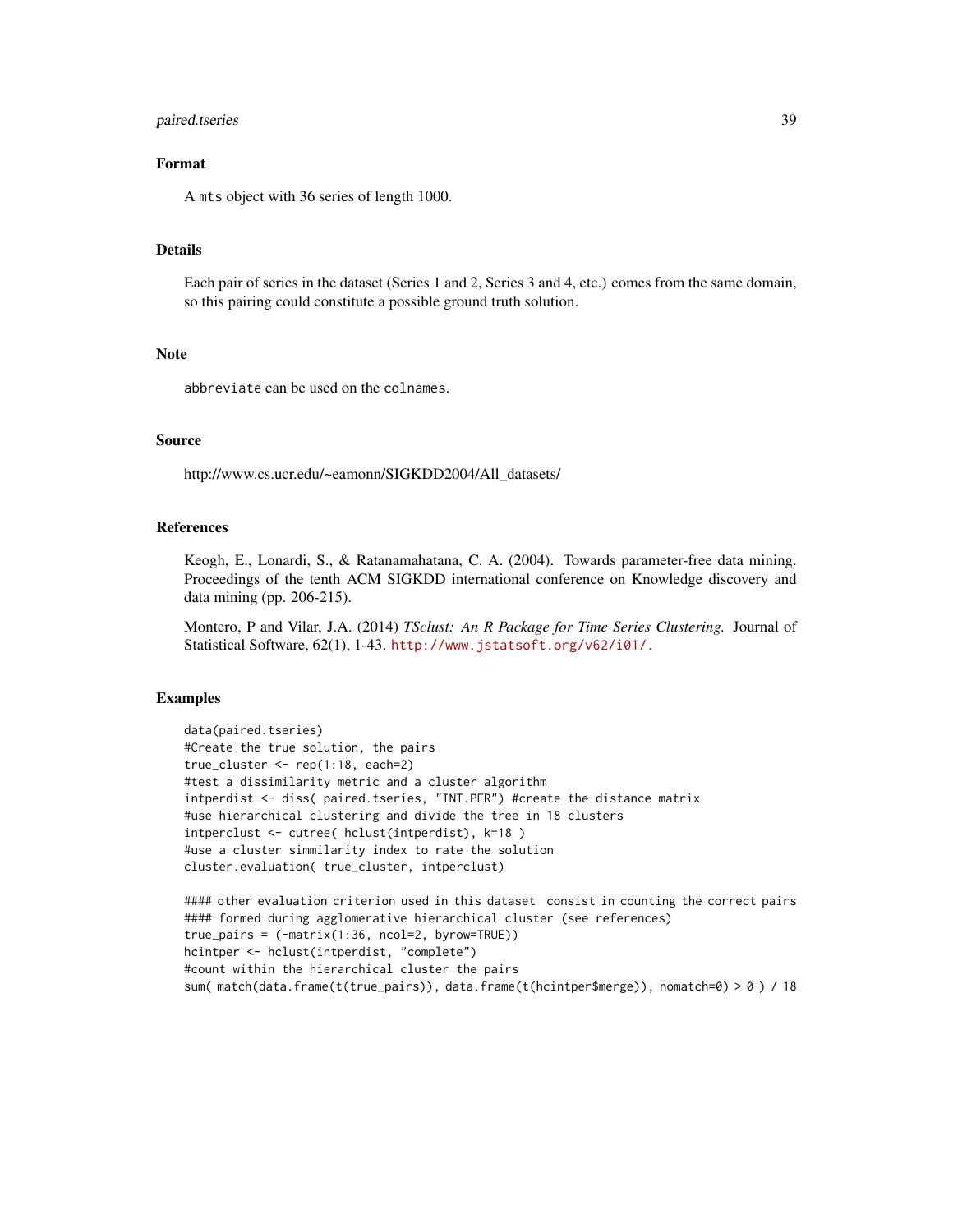## Format

A `mts` object with 36 series of length 1000.

## Details

Each pair of series in the dataset (Series 1 and 2, Series 3 and 4, etc.) comes from the same domain, so this pairing could constitute a possible ground truth solution.

## Note

`abbreviate` can be used on the `colnames`.

## Source

http://www.cs.ucr.edu/~eamonn/SIGKDD2004/All_datasets/

## References

Keogh, E., Lonardi, S., & Ratanamahatana, C. A. (2004). Towards parameter-free data mining. Proceedings of the tenth ACM SIGKDD international conference on Knowledge discovery and data mining (pp. 206-215).

Montero, P and Vilar, J.A. (2014) *TSclust: An R Package for Time Series Clustering.* Journal of Statistical Software, 62(1), 1-43. http://www.jstatsoft.org/v62/i01/.

## Examples

```
data(paired.tseries)
#Create the true solution, the pairs
true_cluster <- rep(1:18, each=2)
#test a dissimilarity metric and a cluster algorithm
intperdist <- diss( paired.tseries, "INT.PER") #create the distance matrix
#use hierarchical clustering and divide the tree in 18 clusters
intperclust <- cutree( hclust(intperdist), k=18 )
#use a cluster simmilarity index to rate the solution
cluster.evaluation( true_cluster, intperclust)

#### other evaluation criterion used in this dataset  consist in counting the correct pairs
#### formed during agglomerative hierarchical cluster (see references)
true_pairs = (-matrix(1:36, ncol=2, byrow=TRUE))
hcintper <- hclust(intperdist, "complete")
#count within the hierarchical cluster the pairs
sum( match(data.frame(t(true_pairs)), data.frame(t(hcintper$merge)), nomatch=0) > 0 ) / 18
```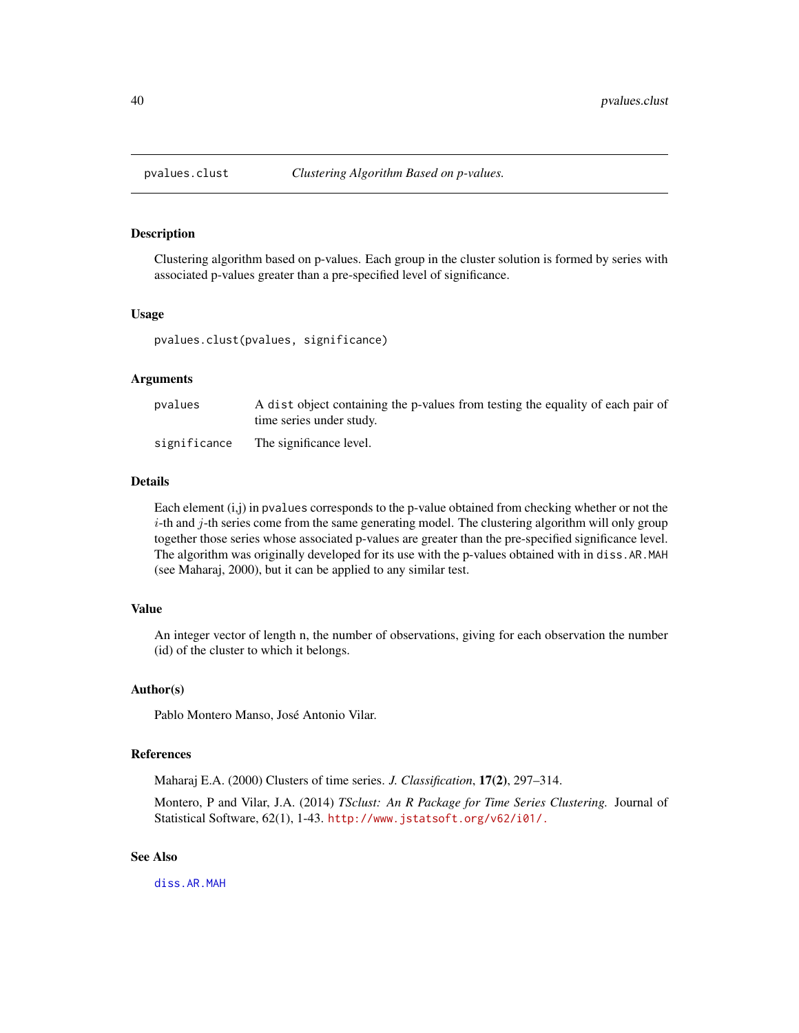## pvalues.clust — *Clustering Algorithm Based on p-values.*

### Description

Clustering algorithm based on p-values. Each group in the cluster solution is formed by series with associated p-values greater than a pre-specified level of significance.

### Usage

```
pvalues.clust(pvalues, significance)
```

### Arguments

| | |
|---|---|
| pvalues | A dist object containing the p-values from testing the equality of each pair of time series under study. |
| significance | The significance level. |

### Details

Each element (i,j) in pvalues corresponds to the p-value obtained from checking whether or not the $i$-th and $j$-th series come from the same generating model. The clustering algorithm will only group together those series whose associated p-values are greater than the pre-specified significance level. The algorithm was originally developed for its use with the p-values obtained with in diss.AR.MAH (see Maharaj, 2000), but it can be applied to any similar test.

### Value

An integer vector of length n, the number of observations, giving for each observation the number (id) of the cluster to which it belongs.

### Author(s)

Pablo Montero Manso, José Antonio Vilar.

### References

Maharaj E.A. (2000) Clusters of time series. *J. Classification*, **17(2)**, 297–314.

Montero, P and Vilar, J.A. (2014) *TSclust: An R Package for Time Series Clustering.* Journal of Statistical Software, 62(1), 1-43. http://www.jstatsoft.org/v62/i01/.

### See Also

diss.AR.MAH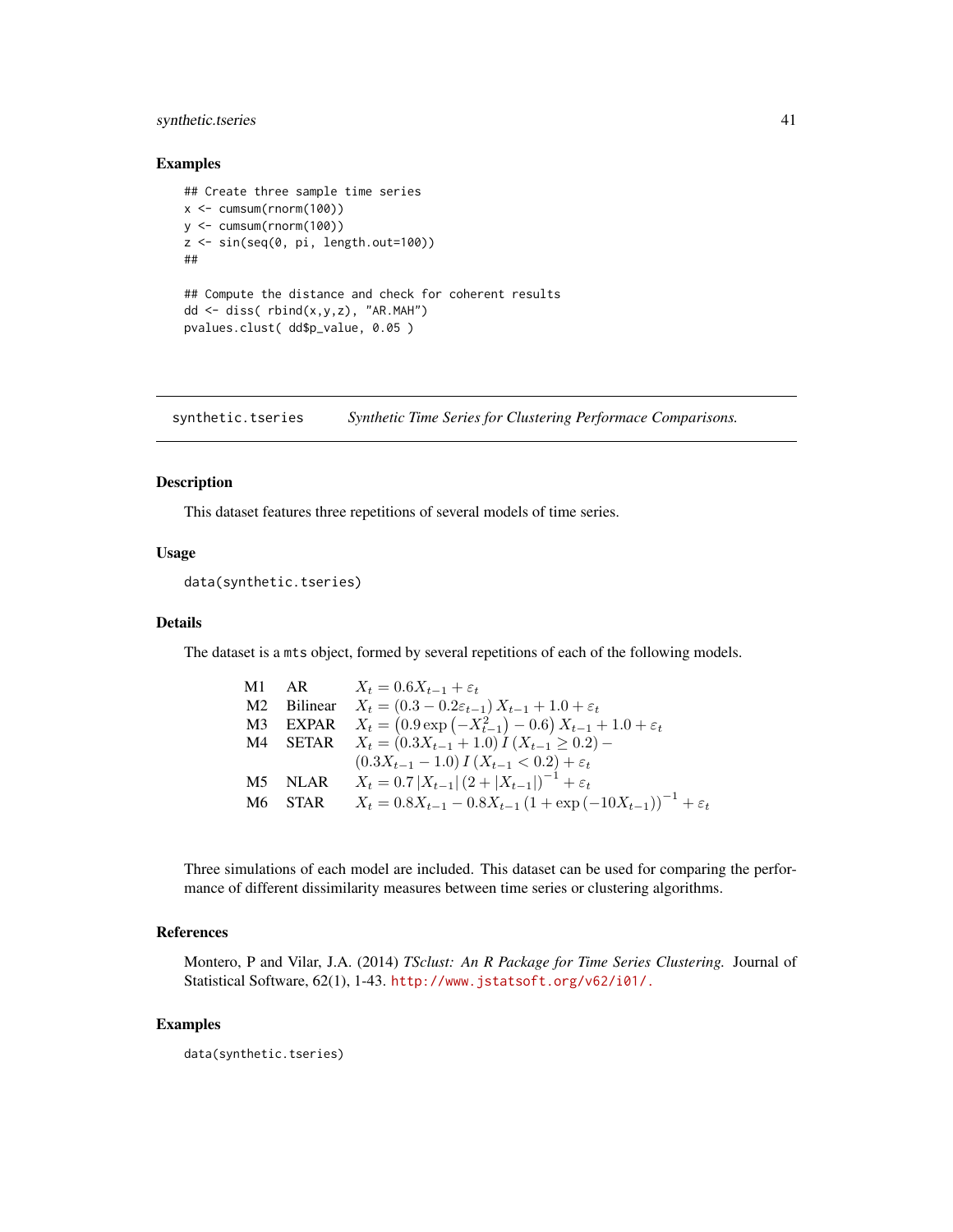## Examples

```
## Create three sample time series
x <- cumsum(rnorm(100))
y <- cumsum(rnorm(100))
z <- sin(seq(0, pi, length.out=100))
##

## Compute the distance and check for coherent results
dd <- diss( rbind(x,y,z), "AR.MAH")
pvalues.clust( dd$p_value, 0.05 )
```

---

`synthetic.tseries` *Synthetic Time Series for Clustering Performace Comparisons.*

---

## Description

This dataset features three repetitions of several models of time series.

## Usage

```
data(synthetic.tseries)
```

## Details

The dataset is a `mts` object, formed by several repetitions of each of the following models.

| | | |
|---|---|---|
| M1 | AR | $X_t = 0.6X_{t-1} + \varepsilon_t$ |
| M2 | Bilinear | $X_t = (0.3 - 0.2\varepsilon_{t-1})\, X_{t-1} + 1.0 + \varepsilon_t$ |
| M3 | EXPAR | $X_t = \left(0.9 \exp\left(-X_{t-1}^2\right) - 0.6\right) X_{t-1} + 1.0 + \varepsilon_t$ |
| M4 | SETAR | $X_t = (0.3X_{t-1} + 1.0)\, I\,(X_{t-1} \geq 0.2) -$ $(0.3X_{t-1} - 1.0)\, I\,(X_{t-1} < 0.2) + \varepsilon_t$ |
| M5 | NLAR | $X_t = 0.7\,\lvert X_{t-1}\rvert\,(2 + \lvert X_{t-1}\rvert)^{-1} + \varepsilon_t$ |
| M6 | STAR | $X_t = 0.8X_{t-1} - 0.8X_{t-1}\,(1 + \exp\left(-10X_{t-1}\right))^{-1} + \varepsilon_t$ |

Three simulations of each model are included. This dataset can be used for comparing the performance of different dissimilarity measures between time series or clustering algorithms.

## References

Montero, P and Vilar, J.A. (2014) *TSclust: An R Package for Time Series Clustering.* Journal of Statistical Software, 62(1), 1-43. http://www.jstatsoft.org/v62/i01/.

## Examples

```
data(synthetic.tseries)
```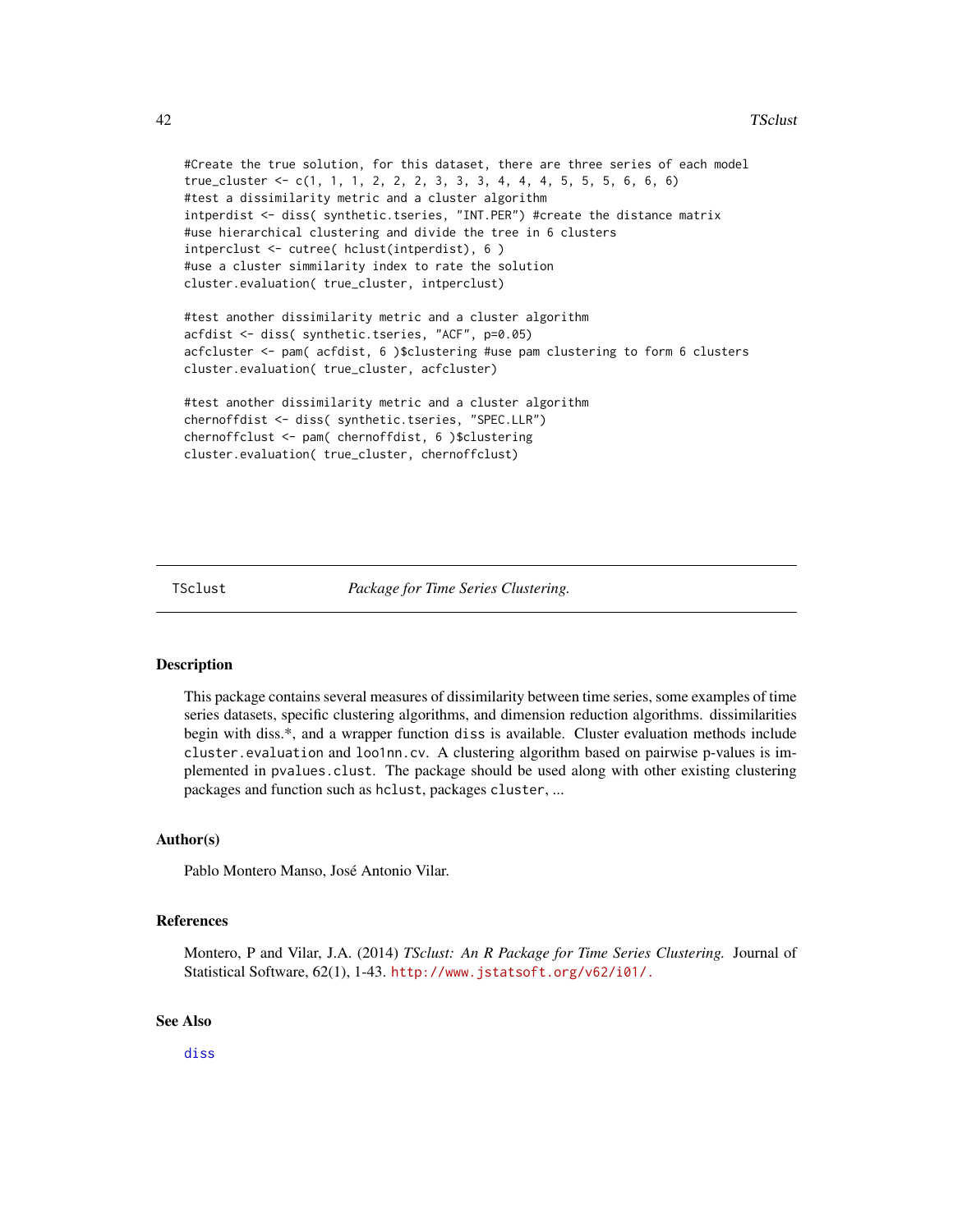```
#Create the true solution, for this dataset, there are three series of each model
true_cluster <- c(1, 1, 1, 2, 2, 2, 3, 3, 3, 4, 4, 4, 5, 5, 5, 6, 6, 6)
#test a dissimilarity metric and a cluster algorithm
intperdist <- diss( synthetic.tseries, "INT.PER") #create the distance matrix
#use hierarchical clustering and divide the tree in 6 clusters
intperclust <- cutree( hclust(intperdist), 6 )
#use a cluster simmilarity index to rate the solution
cluster.evaluation( true_cluster, intperclust)

#test another dissimilarity metric and a cluster algorithm
acfdist <- diss( synthetic.tseries, "ACF", p=0.05)
acfcluster <- pam( acfdist, 6 )$clustering #use pam clustering to form 6 clusters
cluster.evaluation( true_cluster, acfcluster)

#test another dissimilarity metric and a cluster algorithm
chernoffdist <- diss( synthetic.tseries, "SPEC.LLR")
chernoffclust <- pam( chernoffdist, 6 )$clustering
cluster.evaluation( true_cluster, chernoffclust)
```

---

## TSclust — *Package for Time Series Clustering.*

### Description

This package contains several measures of dissimilarity between time series, some examples of time series datasets, specific clustering algorithms, and dimension reduction algorithms. dissimilarities begin with diss.*, and a wrapper function `diss` is available. Cluster evaluation methods include `cluster.evaluation` and `loo1nn.cv`. A clustering algorithm based on pairwise p-values is implemented in `pvalues.clust`. The package should be used along with other existing clustering packages and function such as `hclust`, packages `cluster`, ...

### Author(s)

Pablo Montero Manso, José Antonio Vilar.

### References

Montero, P and Vilar, J.A. (2014) *TSclust: An R Package for Time Series Clustering.* Journal of Statistical Software, 62(1), 1-43. http://www.jstatsoft.org/v62/i01/.

### See Also

`diss`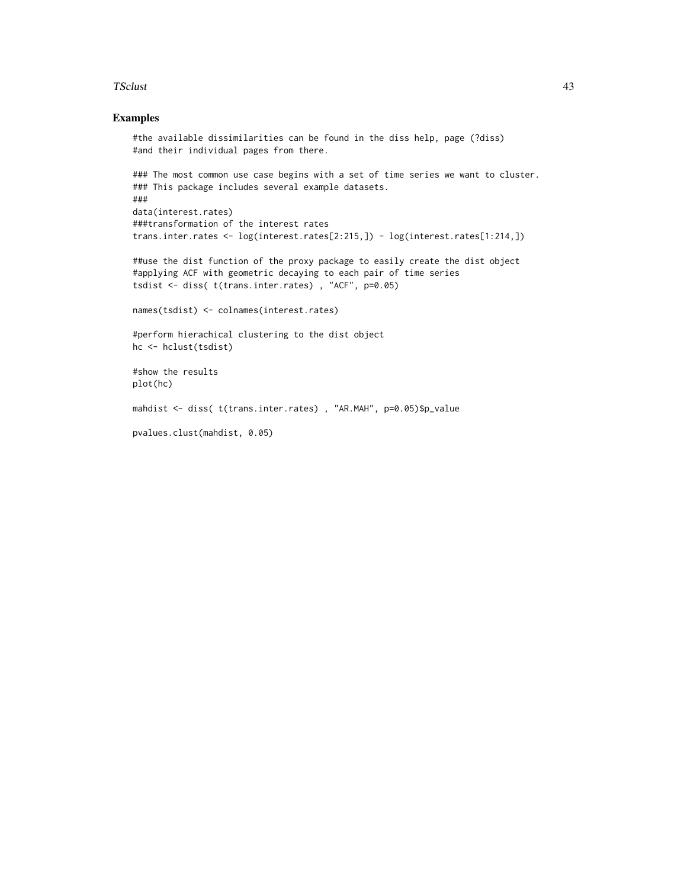## Examples

```
#the available dissimilarities can be found in the diss help, page (?diss)
#and their individual pages from there.

### The most common use case begins with a set of time series we want to cluster.
### This package includes several example datasets.
###
data(interest.rates)
###transformation of the interest rates
trans.inter.rates <- log(interest.rates[2:215,]) - log(interest.rates[1:214,])

##use the dist function of the proxy package to easily create the dist object
#applying ACF with geometric decaying to each pair of time series
tsdist <- diss( t(trans.inter.rates) , "ACF", p=0.05)

names(tsdist) <- colnames(interest.rates)

#perform hierachical clustering to the dist object
hc <- hclust(tsdist)

#show the results
plot(hc)

mahdist <- diss( t(trans.inter.rates) , "AR.MAH", p=0.05)$p_value

pvalues.clust(mahdist, 0.05)
```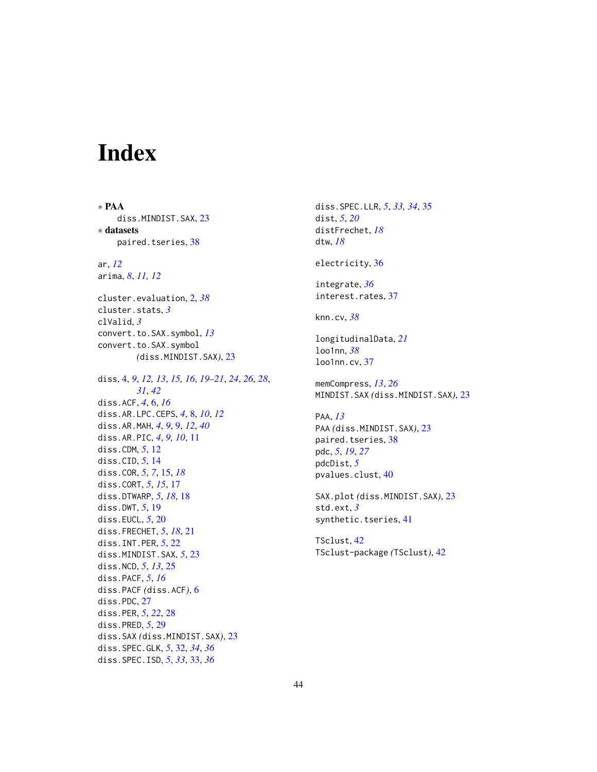# Index

∗ **PAA**
  diss.MINDIST.SAX, 23

∗ **datasets**
  paired.tseries, 38

ar, *12*
arima, *8*, *11, 12*

cluster.evaluation, 2, *38*
cluster.stats, *3*
clValid, *3*
convert.to.SAX.symbol, *13*
convert.to.SAX.symbol (diss.MINDIST.SAX), 23

diss, 4, *9*, *12, 13*, *15, 16*, *19–21*, *24*, *26*, *28*, *31*, *42*
diss.ACF, *4*, 6, *16*
diss.AR.LPC.CEPS, *4*, 8, *10*, *12*
diss.AR.MAH, *4*, *9*, 9, *12*, *40*
diss.AR.PIC, *4*, *9, 10*, 11
diss.CDM, *5*, 12
diss.CID, *5*, 14
diss.COR, *5*, *7*, 15, *18*
diss.CORT, *5*, *15*, 17
diss.DTWARP, *5*, *18*, 18
diss.DWT, *5*, 19
diss.EUCL, *5*, 20
diss.FRECHET, *5*, *18*, 21
diss.INT.PER, *5*, 22
diss.MINDIST.SAX, *5*, 23
diss.NCD, *5*, *13*, 25
diss.PACF, *5*, *16*
diss.PACF (diss.ACF), 6
diss.PDC, 27
diss.PER, *5*, *22*, 28
diss.PRED, *5*, 29
diss.SAX (diss.MINDIST.SAX), 23
diss.SPEC.GLK, *5*, 32, *34*, *36*
diss.SPEC.ISD, *5*, *33*, 33, *36*
diss.SPEC.LLR, *5*, *33, 34*, 35
dist, *5*, *20*
distFrechet, *18*
dtw, *18*

electricity, 36

integrate, *36*
interest.rates, 37

knn.cv, *38*

longitudinalData, *21*
loo1nn, *38*
loo1nn.cv, 37

memCompress, *13*, *26*
MINDIST.SAX (diss.MINDIST.SAX), 23

PAA, *13*
PAA (diss.MINDIST.SAX), 23
paired.tseries, 38
pdc, *5*, *19*, *27*
pdcDist, *5*
pvalues.clust, 40

SAX.plot (diss.MINDIST.SAX), 23
std.ext, *3*
synthetic.tseries, 41

TSclust, 42
TSclust-package (TSclust), 42